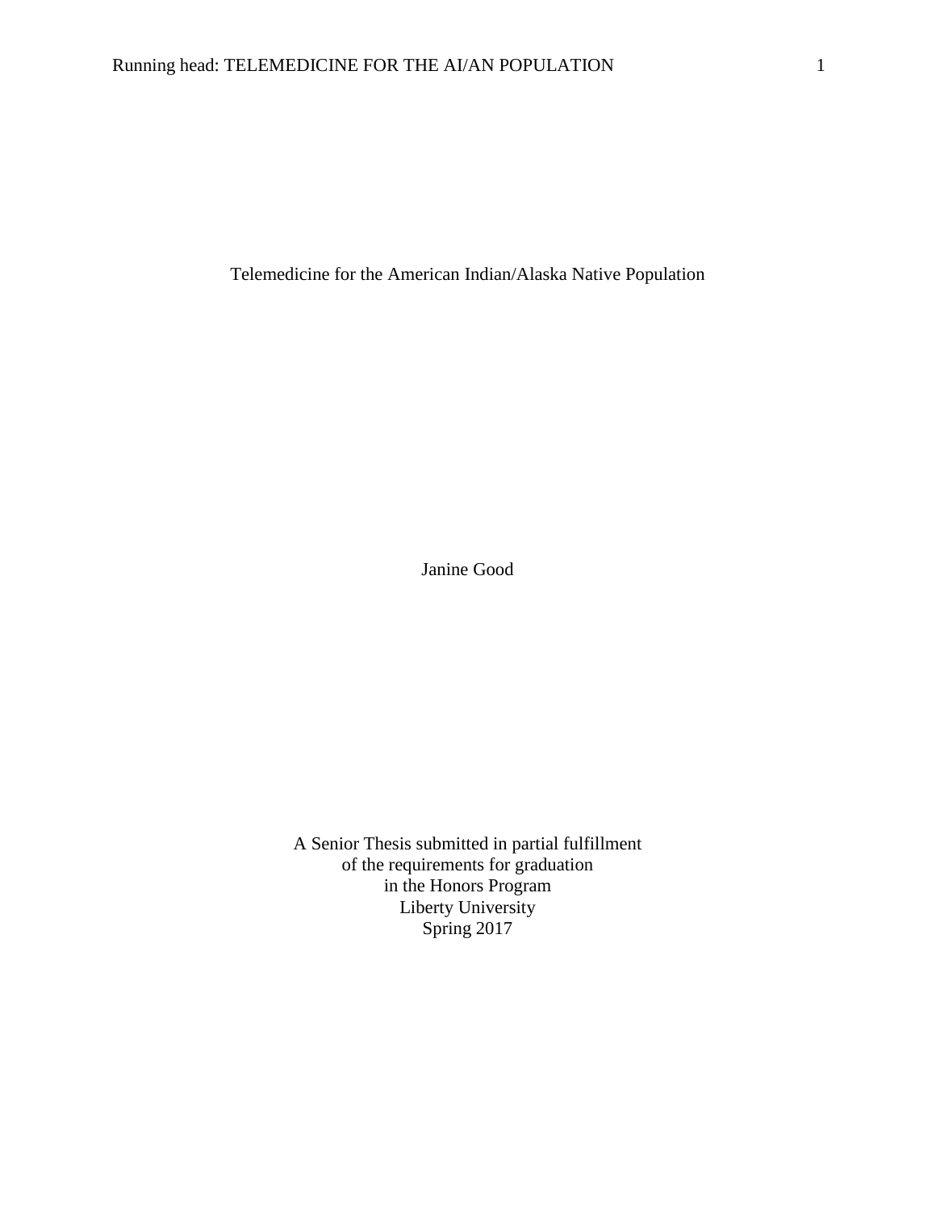# Telemedicine for the American Indian/Alaska Native Population

Janine Good

A Senior Thesis submitted in partial fulfillment
of the requirements for graduation
in the Honors Program
Liberty University
Spring 2017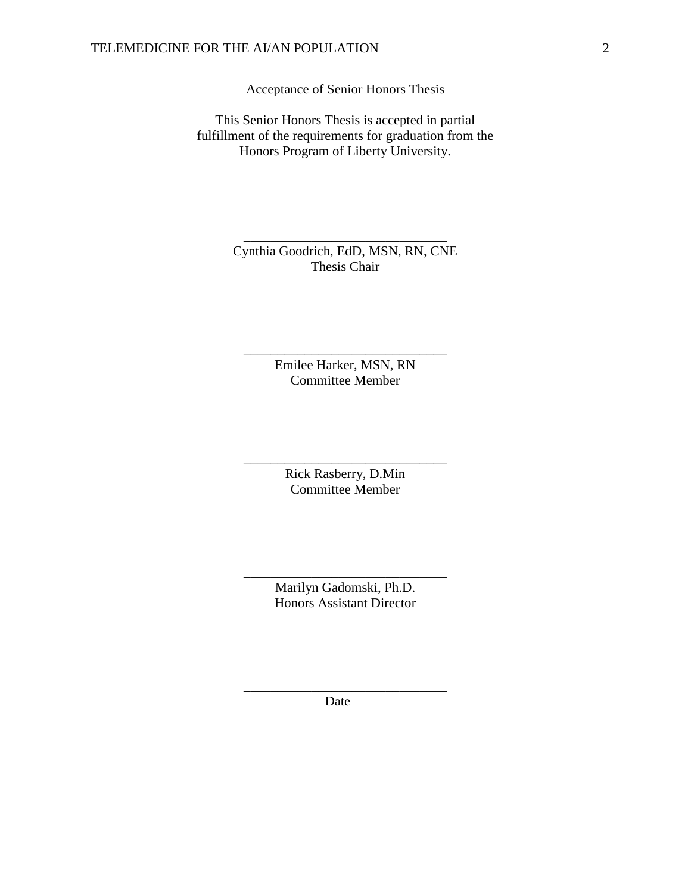Acceptance of Senior Honors Thesis

This Senior Honors Thesis is accepted in partial fulfillment of the requirements for graduation from the Honors Program of Liberty University.

______________________________
Cynthia Goodrich, EdD, MSN, RN, CNE
Thesis Chair

______________________________
Emilee Harker, MSN, RN
Committee Member

______________________________
Rick Rasberry, D.Min
Committee Member

______________________________
Marilyn Gadomski, Ph.D.
Honors Assistant Director

______________________________
Date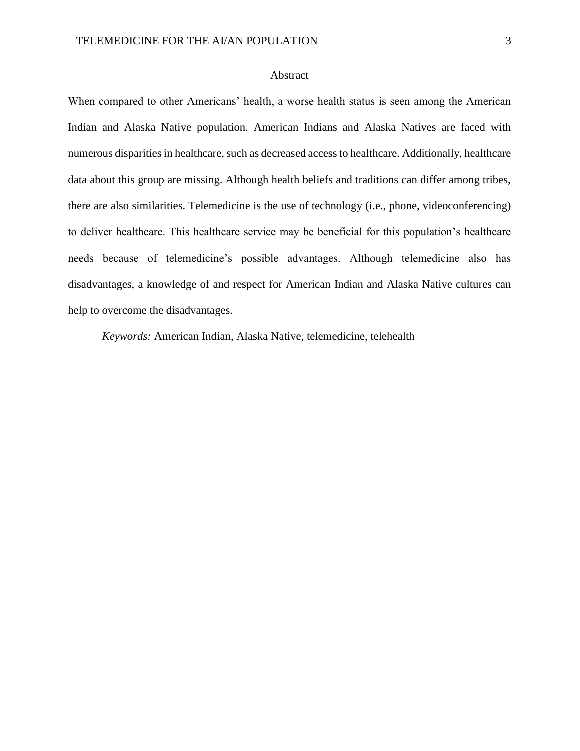## Abstract

When compared to other Americans' health, a worse health status is seen among the American Indian and Alaska Native population. American Indians and Alaska Natives are faced with numerous disparities in healthcare, such as decreased access to healthcare. Additionally, healthcare data about this group are missing. Although health beliefs and traditions can differ among tribes, there are also similarities. Telemedicine is the use of technology (i.e., phone, videoconferencing) to deliver healthcare. This healthcare service may be beneficial for this population's healthcare needs because of telemedicine's possible advantages. Although telemedicine also has disadvantages, a knowledge of and respect for American Indian and Alaska Native cultures can help to overcome the disadvantages.

*Keywords:* American Indian, Alaska Native, telemedicine, telehealth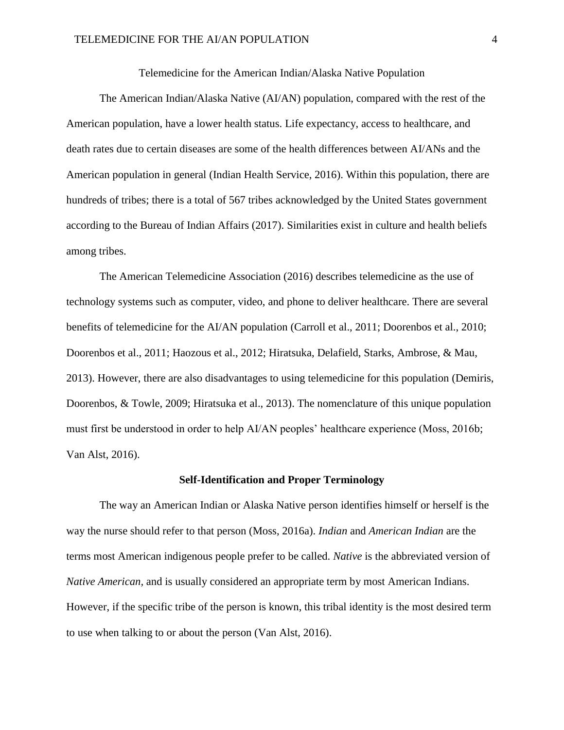# Telemedicine for the American Indian/Alaska Native Population

The American Indian/Alaska Native (AI/AN) population, compared with the rest of the American population, have a lower health status. Life expectancy, access to healthcare, and death rates due to certain diseases are some of the health differences between AI/ANs and the American population in general (Indian Health Service, 2016). Within this population, there are hundreds of tribes; there is a total of 567 tribes acknowledged by the United States government according to the Bureau of Indian Affairs (2017). Similarities exist in culture and health beliefs among tribes.

The American Telemedicine Association (2016) describes telemedicine as the use of technology systems such as computer, video, and phone to deliver healthcare. There are several benefits of telemedicine for the AI/AN population (Carroll et al., 2011; Doorenbos et al., 2010; Doorenbos et al., 2011; Haozous et al., 2012; Hiratsuka, Delafield, Starks, Ambrose, & Mau, 2013). However, there are also disadvantages to using telemedicine for this population (Demiris, Doorenbos, & Towle, 2009; Hiratsuka et al., 2013). The nomenclature of this unique population must first be understood in order to help AI/AN peoples' healthcare experience (Moss, 2016b; Van Alst, 2016).

## Self-Identification and Proper Terminology

The way an American Indian or Alaska Native person identifies himself or herself is the way the nurse should refer to that person (Moss, 2016a). *Indian* and *American Indian* are the terms most American indigenous people prefer to be called. *Native* is the abbreviated version of *Native American,* and is usually considered an appropriate term by most American Indians. However, if the specific tribe of the person is known, this tribal identity is the most desired term to use when talking to or about the person (Van Alst, 2016).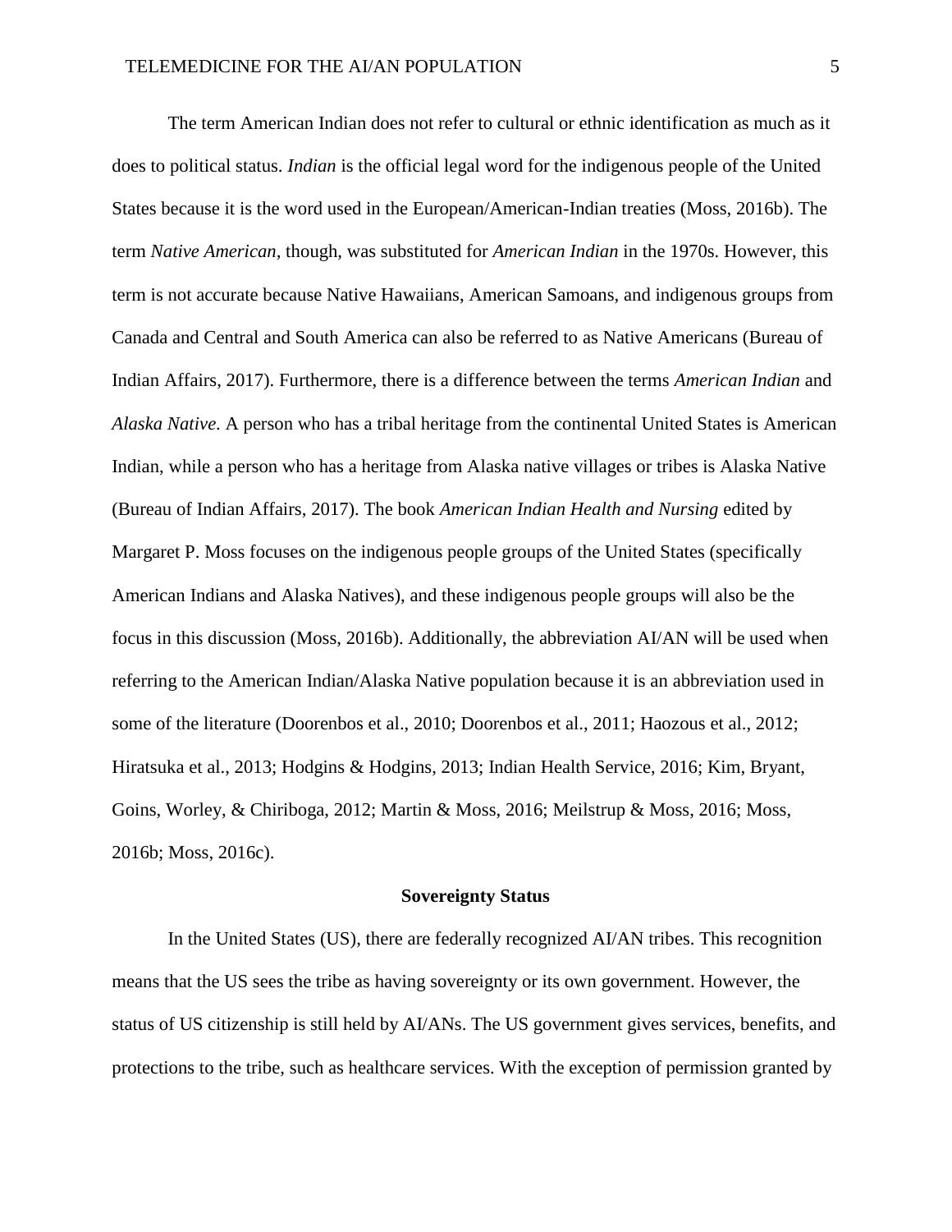The term American Indian does not refer to cultural or ethnic identification as much as it does to political status. *Indian* is the official legal word for the indigenous people of the United States because it is the word used in the European/American-Indian treaties (Moss, 2016b). The term *Native American*, though, was substituted for *American Indian* in the 1970s. However, this term is not accurate because Native Hawaiians, American Samoans, and indigenous groups from Canada and Central and South America can also be referred to as Native Americans (Bureau of Indian Affairs, 2017). Furthermore, there is a difference between the terms *American Indian* and *Alaska Native*. A person who has a tribal heritage from the continental United States is American Indian, while a person who has a heritage from Alaska native villages or tribes is Alaska Native (Bureau of Indian Affairs, 2017). The book *American Indian Health and Nursing* edited by Margaret P. Moss focuses on the indigenous people groups of the United States (specifically American Indians and Alaska Natives), and these indigenous people groups will also be the focus in this discussion (Moss, 2016b). Additionally, the abbreviation AI/AN will be used when referring to the American Indian/Alaska Native population because it is an abbreviation used in some of the literature (Doorenbos et al., 2010; Doorenbos et al., 2011; Haozous et al., 2012; Hiratsuka et al., 2013; Hodgins & Hodgins, 2013; Indian Health Service, 2016; Kim, Bryant, Goins, Worley, & Chiriboga, 2012; Martin & Moss, 2016; Meilstrup & Moss, 2016; Moss, 2016b; Moss, 2016c).

## Sovereignty Status

In the United States (US), there are federally recognized AI/AN tribes. This recognition means that the US sees the tribe as having sovereignty or its own government. However, the status of US citizenship is still held by AI/ANs. The US government gives services, benefits, and protections to the tribe, such as healthcare services. With the exception of permission granted by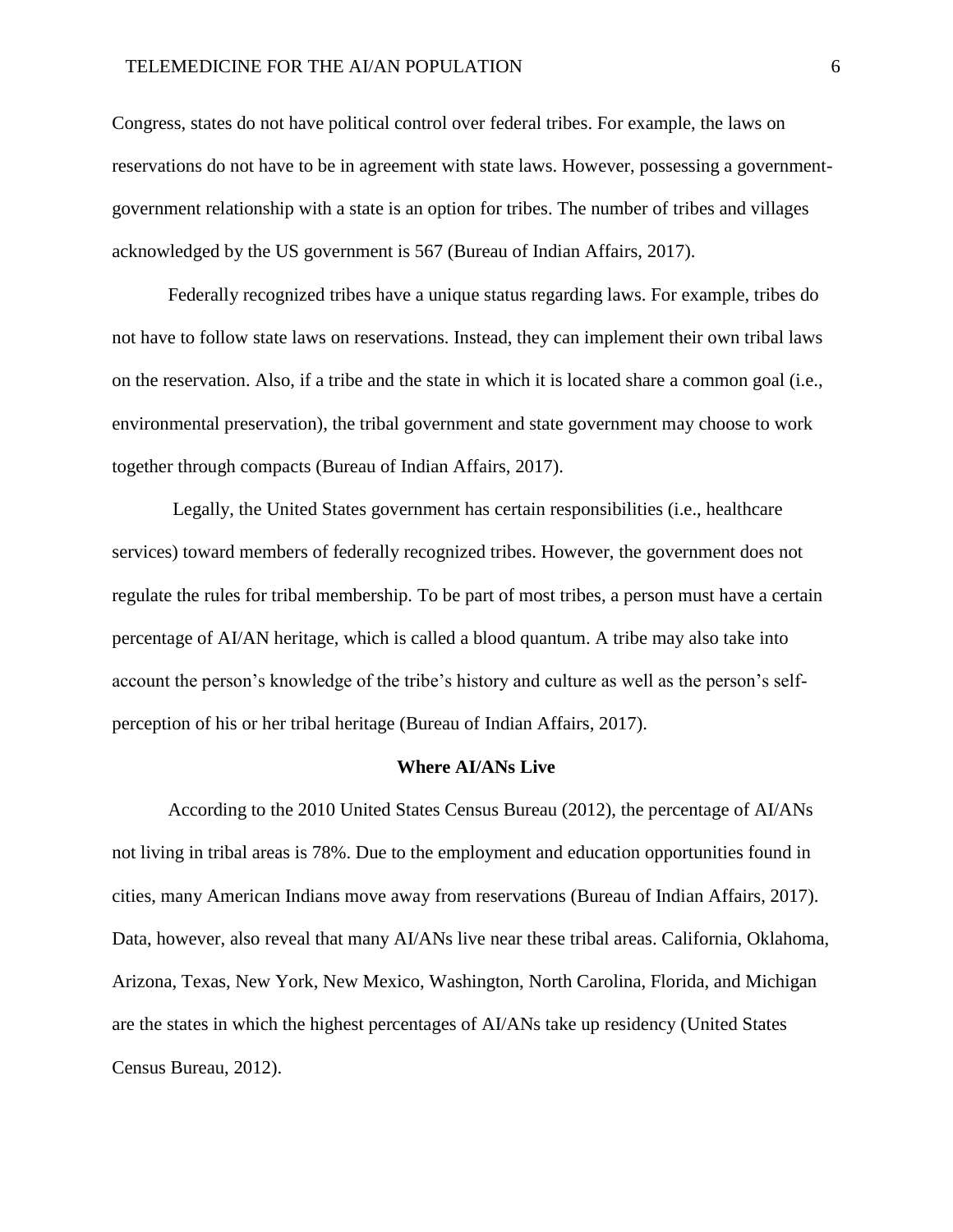Congress, states do not have political control over federal tribes. For example, the laws on reservations do not have to be in agreement with state laws. However, possessing a government-government relationship with a state is an option for tribes. The number of tribes and villages acknowledged by the US government is 567 (Bureau of Indian Affairs, 2017).

Federally recognized tribes have a unique status regarding laws. For example, tribes do not have to follow state laws on reservations. Instead, they can implement their own tribal laws on the reservation. Also, if a tribe and the state in which it is located share a common goal (i.e., environmental preservation), the tribal government and state government may choose to work together through compacts (Bureau of Indian Affairs, 2017).

Legally, the United States government has certain responsibilities (i.e., healthcare services) toward members of federally recognized tribes. However, the government does not regulate the rules for tribal membership. To be part of most tribes, a person must have a certain percentage of AI/AN heritage, which is called a blood quantum. A tribe may also take into account the person's knowledge of the tribe's history and culture as well as the person's self-perception of his or her tribal heritage (Bureau of Indian Affairs, 2017).

## Where AI/ANs Live

According to the 2010 United States Census Bureau (2012), the percentage of AI/ANs not living in tribal areas is 78%. Due to the employment and education opportunities found in cities, many American Indians move away from reservations (Bureau of Indian Affairs, 2017). Data, however, also reveal that many AI/ANs live near these tribal areas. California, Oklahoma, Arizona, Texas, New York, New Mexico, Washington, North Carolina, Florida, and Michigan are the states in which the highest percentages of AI/ANs take up residency (United States Census Bureau, 2012).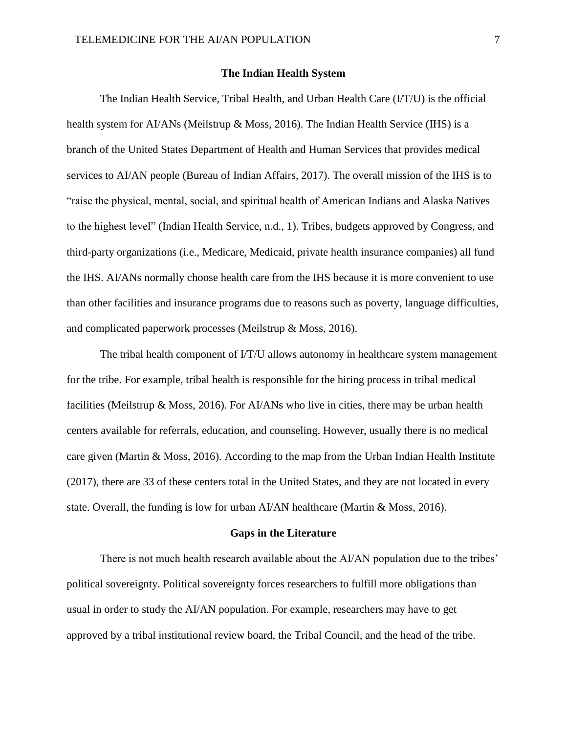## The Indian Health System

The Indian Health Service, Tribal Health, and Urban Health Care (I/T/U) is the official health system for AI/ANs (Meilstrup & Moss, 2016). The Indian Health Service (IHS) is a branch of the United States Department of Health and Human Services that provides medical services to AI/AN people (Bureau of Indian Affairs, 2017). The overall mission of the IHS is to "raise the physical, mental, social, and spiritual health of American Indians and Alaska Natives to the highest level" (Indian Health Service, n.d., 1). Tribes, budgets approved by Congress, and third-party organizations (i.e., Medicare, Medicaid, private health insurance companies) all fund the IHS. AI/ANs normally choose health care from the IHS because it is more convenient to use than other facilities and insurance programs due to reasons such as poverty, language difficulties, and complicated paperwork processes (Meilstrup & Moss, 2016).

The tribal health component of I/T/U allows autonomy in healthcare system management for the tribe. For example, tribal health is responsible for the hiring process in tribal medical facilities (Meilstrup & Moss, 2016). For AI/ANs who live in cities, there may be urban health centers available for referrals, education, and counseling. However, usually there is no medical care given (Martin & Moss, 2016). According to the map from the Urban Indian Health Institute (2017), there are 33 of these centers total in the United States, and they are not located in every state. Overall, the funding is low for urban AI/AN healthcare (Martin & Moss, 2016).

## Gaps in the Literature

There is not much health research available about the AI/AN population due to the tribes' political sovereignty. Political sovereignty forces researchers to fulfill more obligations than usual in order to study the AI/AN population. For example, researchers may have to get approved by a tribal institutional review board, the Tribal Council, and the head of the tribe.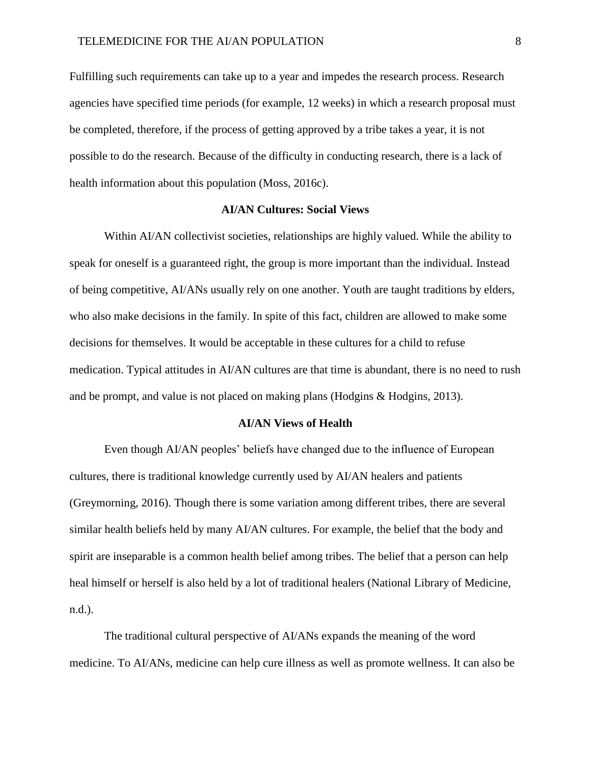Fulfilling such requirements can take up to a year and impedes the research process. Research agencies have specified time periods (for example, 12 weeks) in which a research proposal must be completed, therefore, if the process of getting approved by a tribe takes a year, it is not possible to do the research. Because of the difficulty in conducting research, there is a lack of health information about this population (Moss, 2016c).

## AI/AN Cultures: Social Views

Within AI/AN collectivist societies, relationships are highly valued. While the ability to speak for oneself is a guaranteed right, the group is more important than the individual. Instead of being competitive, AI/ANs usually rely on one another. Youth are taught traditions by elders, who also make decisions in the family. In spite of this fact, children are allowed to make some decisions for themselves. It would be acceptable in these cultures for a child to refuse medication. Typical attitudes in AI/AN cultures are that time is abundant, there is no need to rush and be prompt, and value is not placed on making plans (Hodgins & Hodgins, 2013).

## AI/AN Views of Health

Even though AI/AN peoples' beliefs have changed due to the influence of European cultures, there is traditional knowledge currently used by AI/AN healers and patients (Greymorning, 2016). Though there is some variation among different tribes, there are several similar health beliefs held by many AI/AN cultures. For example, the belief that the body and spirit are inseparable is a common health belief among tribes. The belief that a person can help heal himself or herself is also held by a lot of traditional healers (National Library of Medicine, n.d.).

The traditional cultural perspective of AI/ANs expands the meaning of the word medicine. To AI/ANs, medicine can help cure illness as well as promote wellness. It can also be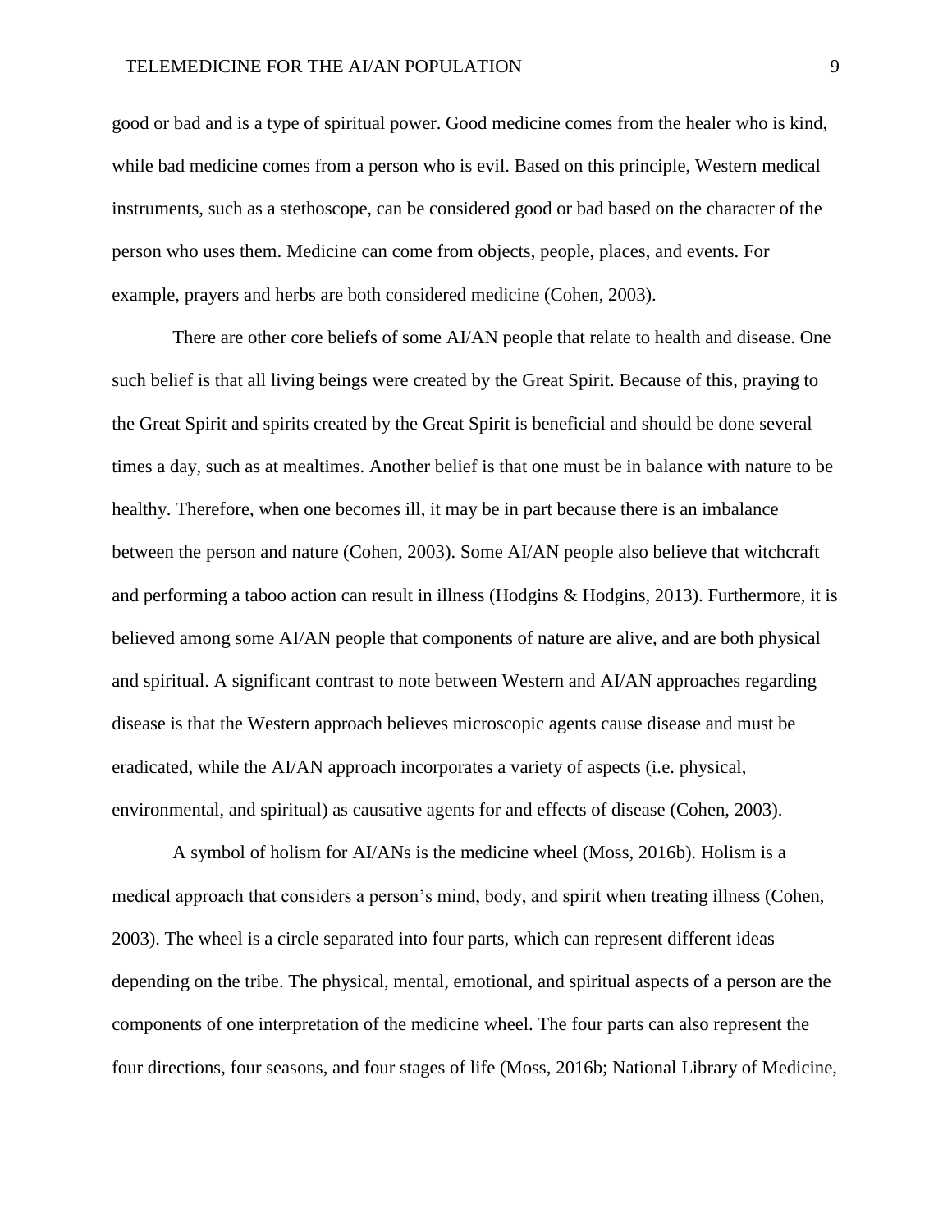good or bad and is a type of spiritual power. Good medicine comes from the healer who is kind, while bad medicine comes from a person who is evil. Based on this principle, Western medical instruments, such as a stethoscope, can be considered good or bad based on the character of the person who uses them. Medicine can come from objects, people, places, and events. For example, prayers and herbs are both considered medicine (Cohen, 2003).

There are other core beliefs of some AI/AN people that relate to health and disease. One such belief is that all living beings were created by the Great Spirit. Because of this, praying to the Great Spirit and spirits created by the Great Spirit is beneficial and should be done several times a day, such as at mealtimes. Another belief is that one must be in balance with nature to be healthy. Therefore, when one becomes ill, it may be in part because there is an imbalance between the person and nature (Cohen, 2003). Some AI/AN people also believe that witchcraft and performing a taboo action can result in illness (Hodgins & Hodgins, 2013). Furthermore, it is believed among some AI/AN people that components of nature are alive, and are both physical and spiritual. A significant contrast to note between Western and AI/AN approaches regarding disease is that the Western approach believes microscopic agents cause disease and must be eradicated, while the AI/AN approach incorporates a variety of aspects (i.e. physical, environmental, and spiritual) as causative agents for and effects of disease (Cohen, 2003).

A symbol of holism for AI/ANs is the medicine wheel (Moss, 2016b). Holism is a medical approach that considers a person's mind, body, and spirit when treating illness (Cohen, 2003). The wheel is a circle separated into four parts, which can represent different ideas depending on the tribe. The physical, mental, emotional, and spiritual aspects of a person are the components of one interpretation of the medicine wheel. The four parts can also represent the four directions, four seasons, and four stages of life (Moss, 2016b; National Library of Medicine,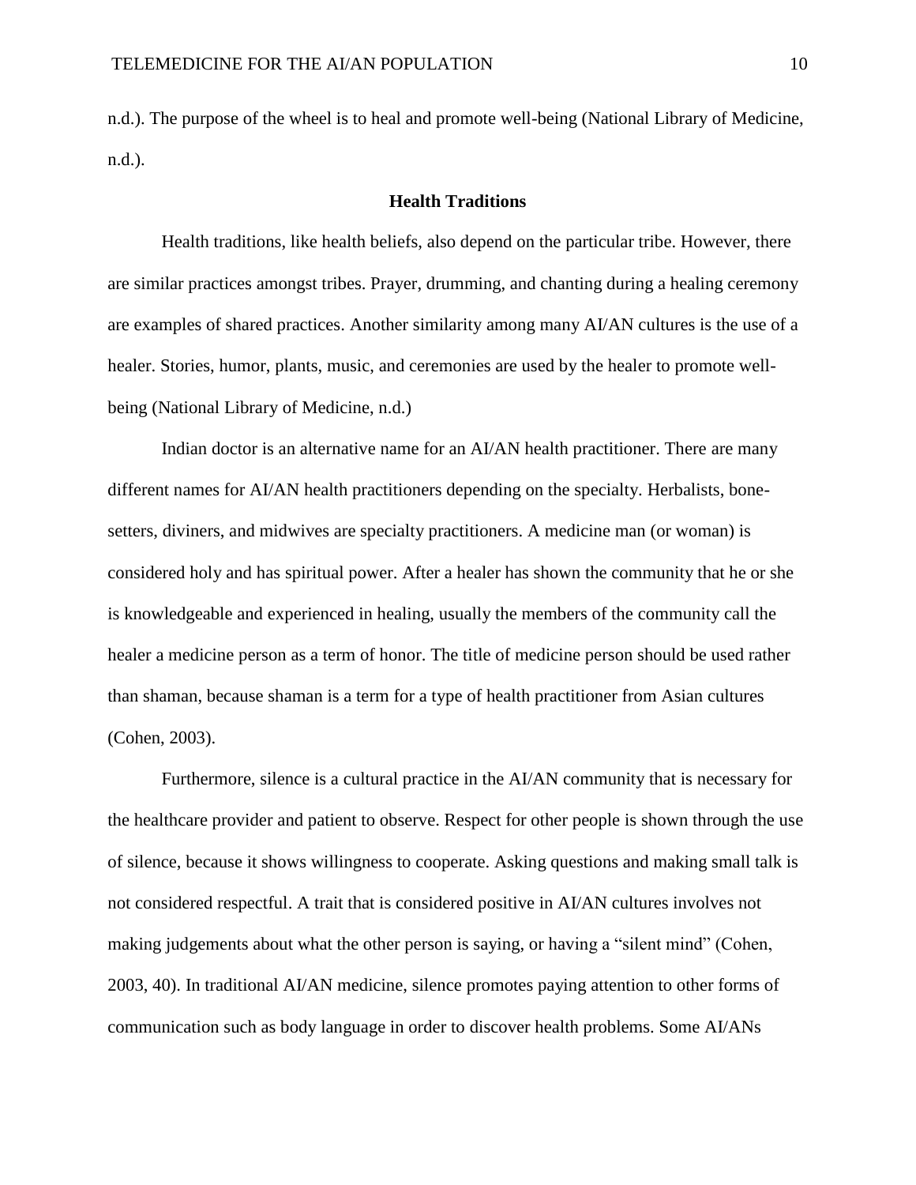n.d.). The purpose of the wheel is to heal and promote well-being (National Library of Medicine, n.d.).

## Health Traditions

Health traditions, like health beliefs, also depend on the particular tribe. However, there are similar practices amongst tribes. Prayer, drumming, and chanting during a healing ceremony are examples of shared practices. Another similarity among many AI/AN cultures is the use of a healer. Stories, humor, plants, music, and ceremonies are used by the healer to promote well-being (National Library of Medicine, n.d.)

Indian doctor is an alternative name for an AI/AN health practitioner. There are many different names for AI/AN health practitioners depending on the specialty. Herbalists, bone-setters, diviners, and midwives are specialty practitioners. A medicine man (or woman) is considered holy and has spiritual power. After a healer has shown the community that he or she is knowledgeable and experienced in healing, usually the members of the community call the healer a medicine person as a term of honor. The title of medicine person should be used rather than shaman, because shaman is a term for a type of health practitioner from Asian cultures (Cohen, 2003).

Furthermore, silence is a cultural practice in the AI/AN community that is necessary for the healthcare provider and patient to observe. Respect for other people is shown through the use of silence, because it shows willingness to cooperate. Asking questions and making small talk is not considered respectful. A trait that is considered positive in AI/AN cultures involves not making judgements about what the other person is saying, or having a "silent mind" (Cohen, 2003, 40). In traditional AI/AN medicine, silence promotes paying attention to other forms of communication such as body language in order to discover health problems. Some AI/ANs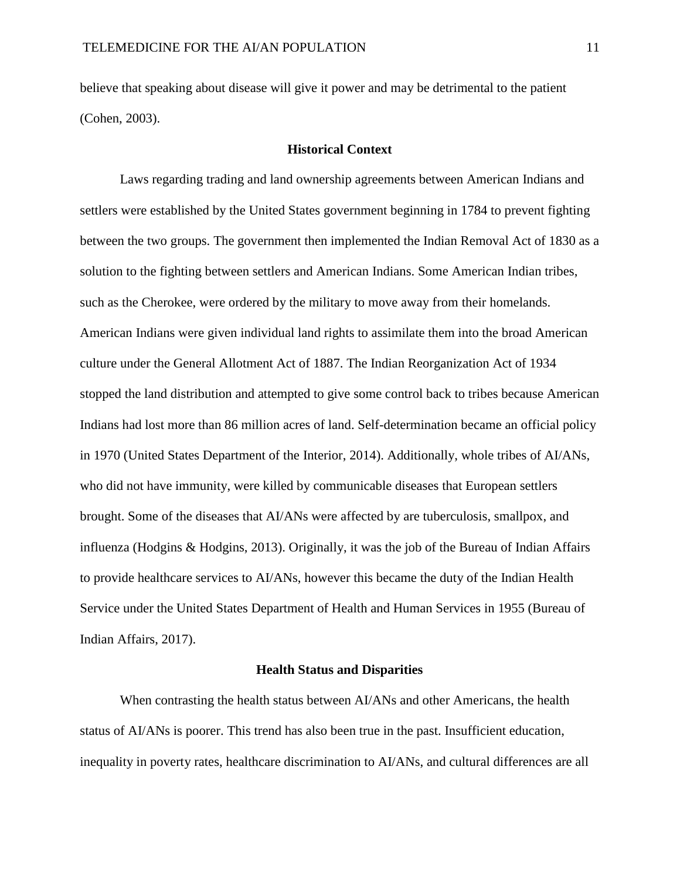believe that speaking about disease will give it power and may be detrimental to the patient (Cohen, 2003).

## Historical Context

Laws regarding trading and land ownership agreements between American Indians and settlers were established by the United States government beginning in 1784 to prevent fighting between the two groups. The government then implemented the Indian Removal Act of 1830 as a solution to the fighting between settlers and American Indians. Some American Indian tribes, such as the Cherokee, were ordered by the military to move away from their homelands. American Indians were given individual land rights to assimilate them into the broad American culture under the General Allotment Act of 1887. The Indian Reorganization Act of 1934 stopped the land distribution and attempted to give some control back to tribes because American Indians had lost more than 86 million acres of land. Self-determination became an official policy in 1970 (United States Department of the Interior, 2014). Additionally, whole tribes of AI/ANs, who did not have immunity, were killed by communicable diseases that European settlers brought. Some of the diseases that AI/ANs were affected by are tuberculosis, smallpox, and influenza (Hodgins & Hodgins, 2013). Originally, it was the job of the Bureau of Indian Affairs to provide healthcare services to AI/ANs, however this became the duty of the Indian Health Service under the United States Department of Health and Human Services in 1955 (Bureau of Indian Affairs, 2017).

## Health Status and Disparities

When contrasting the health status between AI/ANs and other Americans, the health status of AI/ANs is poorer. This trend has also been true in the past. Insufficient education, inequality in poverty rates, healthcare discrimination to AI/ANs, and cultural differences are all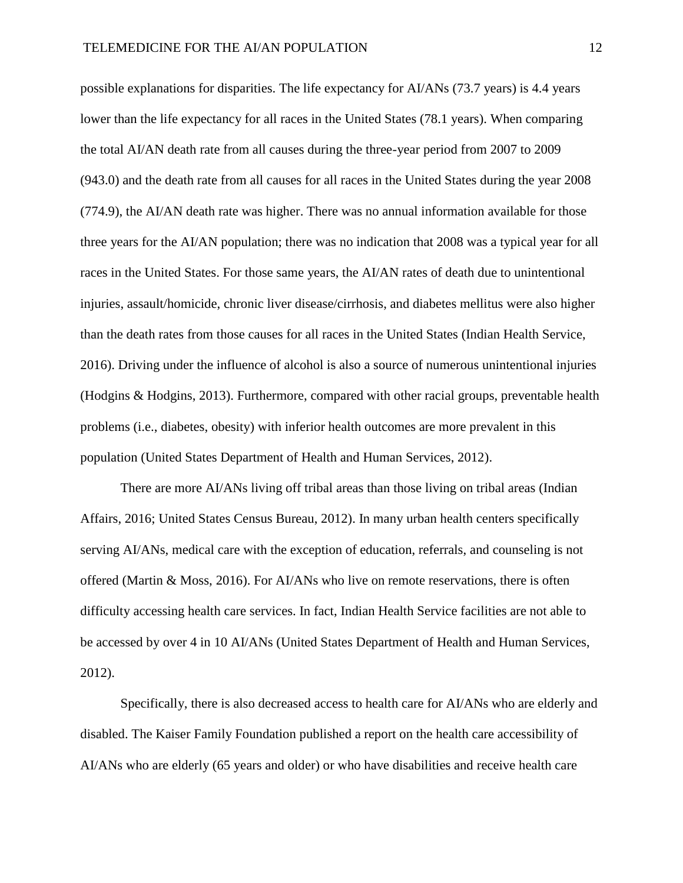possible explanations for disparities. The life expectancy for AI/ANs (73.7 years) is 4.4 years lower than the life expectancy for all races in the United States (78.1 years). When comparing the total AI/AN death rate from all causes during the three-year period from 2007 to 2009 (943.0) and the death rate from all causes for all races in the United States during the year 2008 (774.9), the AI/AN death rate was higher. There was no annual information available for those three years for the AI/AN population; there was no indication that 2008 was a typical year for all races in the United States. For those same years, the AI/AN rates of death due to unintentional injuries, assault/homicide, chronic liver disease/cirrhosis, and diabetes mellitus were also higher than the death rates from those causes for all races in the United States (Indian Health Service, 2016). Driving under the influence of alcohol is also a source of numerous unintentional injuries (Hodgins & Hodgins, 2013). Furthermore, compared with other racial groups, preventable health problems (i.e., diabetes, obesity) with inferior health outcomes are more prevalent in this population (United States Department of Health and Human Services, 2012).

There are more AI/ANs living off tribal areas than those living on tribal areas (Indian Affairs, 2016; United States Census Bureau, 2012). In many urban health centers specifically serving AI/ANs, medical care with the exception of education, referrals, and counseling is not offered (Martin & Moss, 2016). For AI/ANs who live on remote reservations, there is often difficulty accessing health care services. In fact, Indian Health Service facilities are not able to be accessed by over 4 in 10 AI/ANs (United States Department of Health and Human Services, 2012).

Specifically, there is also decreased access to health care for AI/ANs who are elderly and disabled. The Kaiser Family Foundation published a report on the health care accessibility of AI/ANs who are elderly (65 years and older) or who have disabilities and receive health care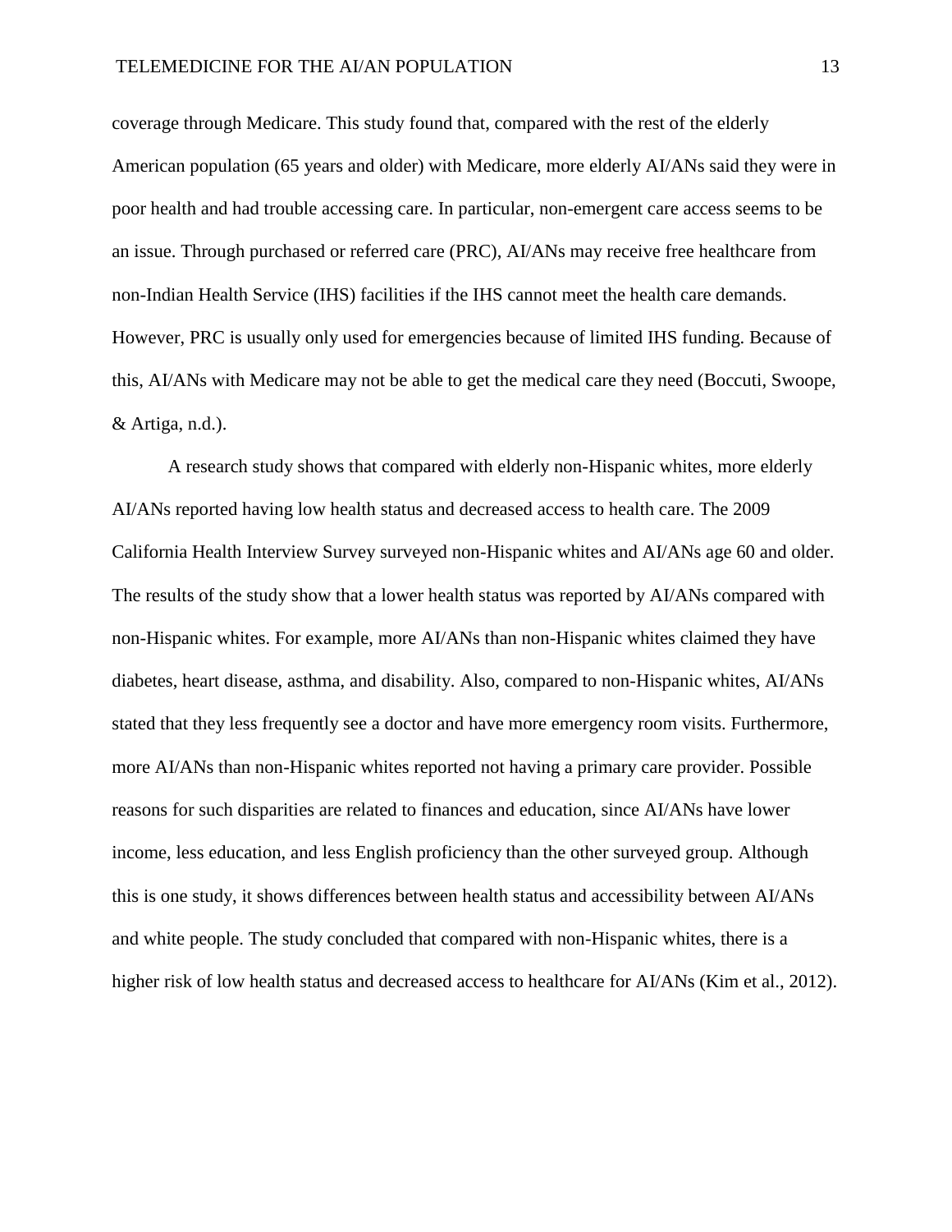coverage through Medicare. This study found that, compared with the rest of the elderly American population (65 years and older) with Medicare, more elderly AI/ANs said they were in poor health and had trouble accessing care. In particular, non-emergent care access seems to be an issue. Through purchased or referred care (PRC), AI/ANs may receive free healthcare from non-Indian Health Service (IHS) facilities if the IHS cannot meet the health care demands. However, PRC is usually only used for emergencies because of limited IHS funding. Because of this, AI/ANs with Medicare may not be able to get the medical care they need (Boccuti, Swoope, & Artiga, n.d.).

A research study shows that compared with elderly non-Hispanic whites, more elderly AI/ANs reported having low health status and decreased access to health care. The 2009 California Health Interview Survey surveyed non-Hispanic whites and AI/ANs age 60 and older. The results of the study show that a lower health status was reported by AI/ANs compared with non-Hispanic whites. For example, more AI/ANs than non-Hispanic whites claimed they have diabetes, heart disease, asthma, and disability. Also, compared to non-Hispanic whites, AI/ANs stated that they less frequently see a doctor and have more emergency room visits. Furthermore, more AI/ANs than non-Hispanic whites reported not having a primary care provider. Possible reasons for such disparities are related to finances and education, since AI/ANs have lower income, less education, and less English proficiency than the other surveyed group. Although this is one study, it shows differences between health status and accessibility between AI/ANs and white people. The study concluded that compared with non-Hispanic whites, there is a higher risk of low health status and decreased access to healthcare for AI/ANs (Kim et al., 2012).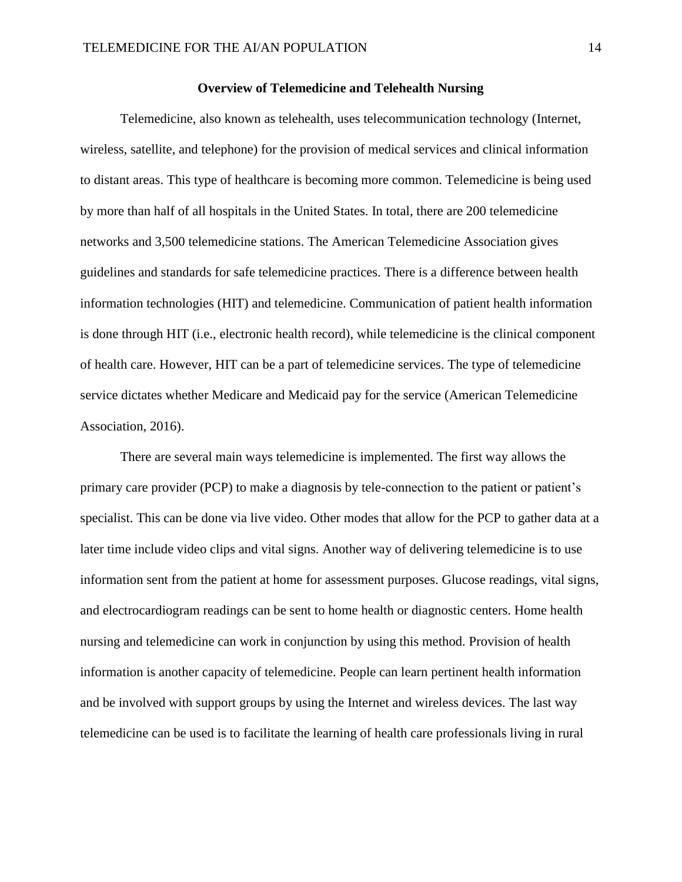## Overview of Telemedicine and Telehealth Nursing

Telemedicine, also known as telehealth, uses telecommunication technology (Internet, wireless, satellite, and telephone) for the provision of medical services and clinical information to distant areas. This type of healthcare is becoming more common. Telemedicine is being used by more than half of all hospitals in the United States. In total, there are 200 telemedicine networks and 3,500 telemedicine stations. The American Telemedicine Association gives guidelines and standards for safe telemedicine practices. There is a difference between health information technologies (HIT) and telemedicine. Communication of patient health information is done through HIT (i.e., electronic health record), while telemedicine is the clinical component of health care. However, HIT can be a part of telemedicine services. The type of telemedicine service dictates whether Medicare and Medicaid pay for the service (American Telemedicine Association, 2016).

There are several main ways telemedicine is implemented. The first way allows the primary care provider (PCP) to make a diagnosis by tele-connection to the patient or patient's specialist. This can be done via live video. Other modes that allow for the PCP to gather data at a later time include video clips and vital signs. Another way of delivering telemedicine is to use information sent from the patient at home for assessment purposes. Glucose readings, vital signs, and electrocardiogram readings can be sent to home health or diagnostic centers. Home health nursing and telemedicine can work in conjunction by using this method. Provision of health information is another capacity of telemedicine. People can learn pertinent health information and be involved with support groups by using the Internet and wireless devices. The last way telemedicine can be used is to facilitate the learning of health care professionals living in rural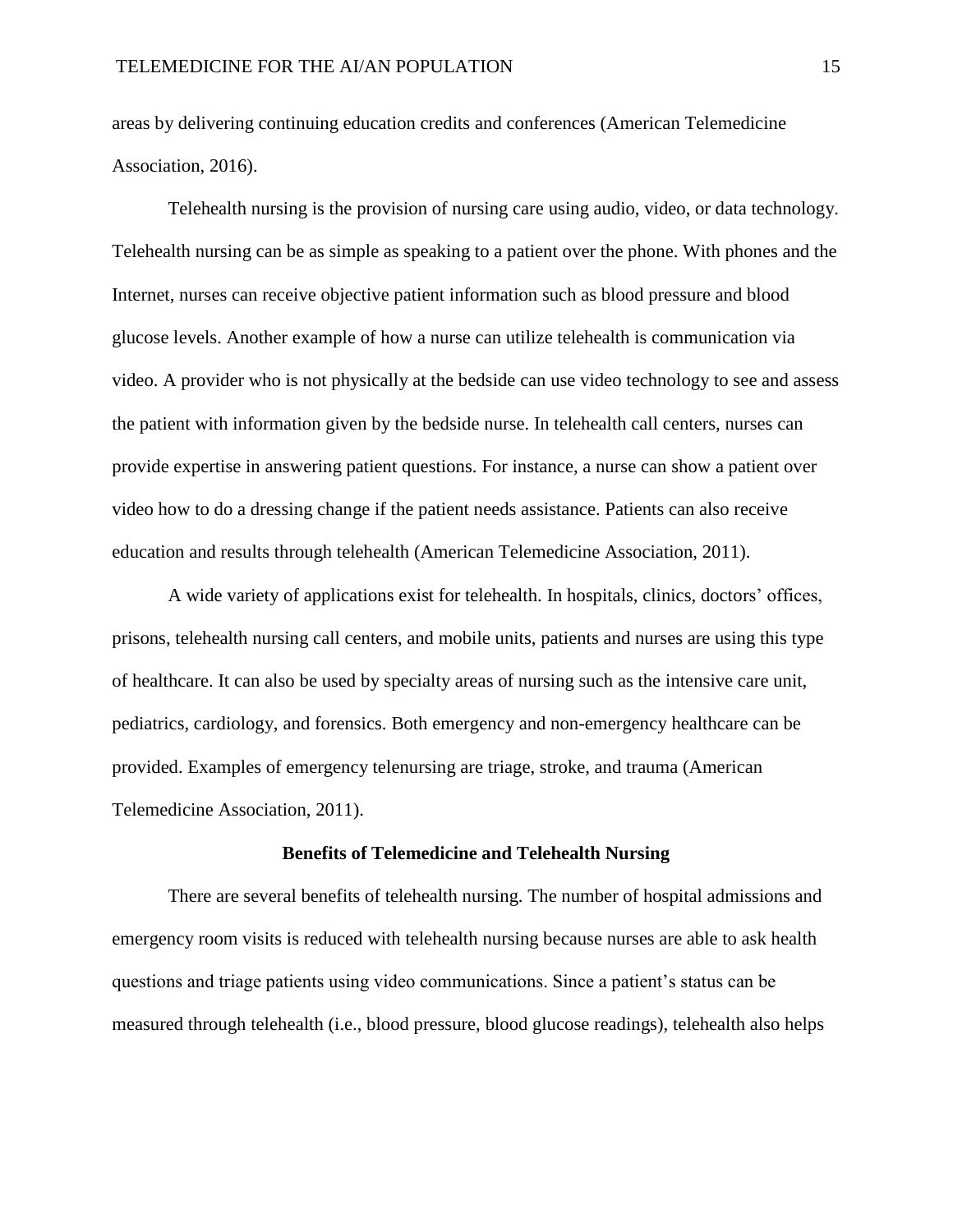areas by delivering continuing education credits and conferences (American Telemedicine Association, 2016).

Telehealth nursing is the provision of nursing care using audio, video, or data technology. Telehealth nursing can be as simple as speaking to a patient over the phone. With phones and the Internet, nurses can receive objective patient information such as blood pressure and blood glucose levels. Another example of how a nurse can utilize telehealth is communication via video. A provider who is not physically at the bedside can use video technology to see and assess the patient with information given by the bedside nurse. In telehealth call centers, nurses can provide expertise in answering patient questions. For instance, a nurse can show a patient over video how to do a dressing change if the patient needs assistance. Patients can also receive education and results through telehealth (American Telemedicine Association, 2011).

A wide variety of applications exist for telehealth. In hospitals, clinics, doctors' offices, prisons, telehealth nursing call centers, and mobile units, patients and nurses are using this type of healthcare. It can also be used by specialty areas of nursing such as the intensive care unit, pediatrics, cardiology, and forensics. Both emergency and non-emergency healthcare can be provided. Examples of emergency telenursing are triage, stroke, and trauma (American Telemedicine Association, 2011).

## Benefits of Telemedicine and Telehealth Nursing

There are several benefits of telehealth nursing. The number of hospital admissions and emergency room visits is reduced with telehealth nursing because nurses are able to ask health questions and triage patients using video communications. Since a patient's status can be measured through telehealth (i.e., blood pressure, blood glucose readings), telehealth also helps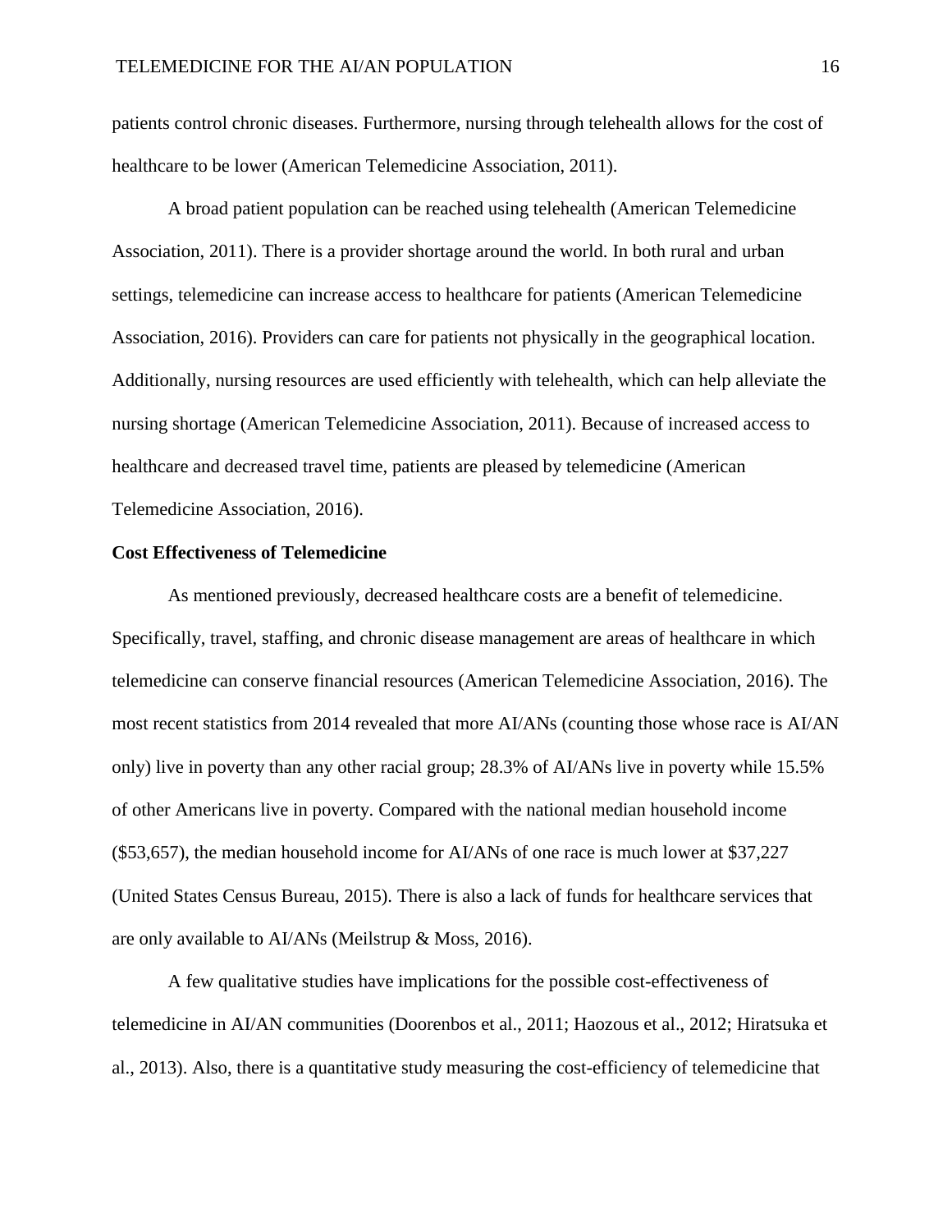patients control chronic diseases. Furthermore, nursing through telehealth allows for the cost of healthcare to be lower (American Telemedicine Association, 2011).

A broad patient population can be reached using telehealth (American Telemedicine Association, 2011). There is a provider shortage around the world. In both rural and urban settings, telemedicine can increase access to healthcare for patients (American Telemedicine Association, 2016). Providers can care for patients not physically in the geographical location. Additionally, nursing resources are used efficiently with telehealth, which can help alleviate the nursing shortage (American Telemedicine Association, 2011). Because of increased access to healthcare and decreased travel time, patients are pleased by telemedicine (American Telemedicine Association, 2016).

**Cost Effectiveness of Telemedicine**

As mentioned previously, decreased healthcare costs are a benefit of telemedicine. Specifically, travel, staffing, and chronic disease management are areas of healthcare in which telemedicine can conserve financial resources (American Telemedicine Association, 2016). The most recent statistics from 2014 revealed that more AI/ANs (counting those whose race is AI/AN only) live in poverty than any other racial group; 28.3% of AI/ANs live in poverty while 15.5% of other Americans live in poverty. Compared with the national median household income ($53,657), the median household income for AI/ANs of one race is much lower at $37,227 (United States Census Bureau, 2015). There is also a lack of funds for healthcare services that are only available to AI/ANs (Meilstrup & Moss, 2016).

A few qualitative studies have implications for the possible cost-effectiveness of telemedicine in AI/AN communities (Doorenbos et al., 2011; Haozous et al., 2012; Hiratsuka et al., 2013). Also, there is a quantitative study measuring the cost-efficiency of telemedicine that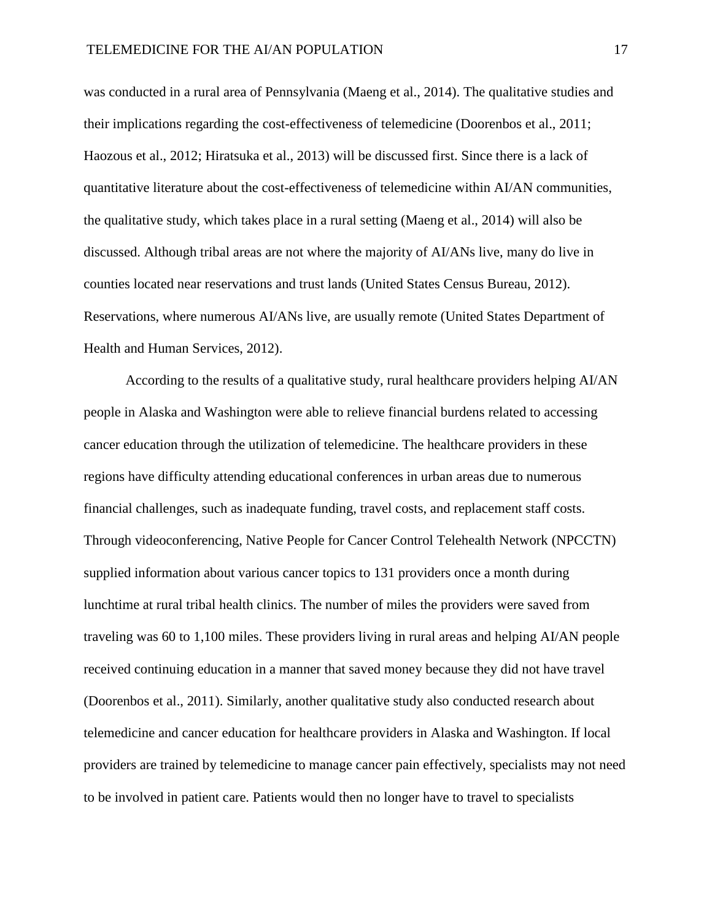was conducted in a rural area of Pennsylvania (Maeng et al., 2014). The qualitative studies and their implications regarding the cost-effectiveness of telemedicine (Doorenbos et al., 2011; Haozous et al., 2012; Hiratsuka et al., 2013) will be discussed first. Since there is a lack of quantitative literature about the cost-effectiveness of telemedicine within AI/AN communities, the qualitative study, which takes place in a rural setting (Maeng et al., 2014) will also be discussed. Although tribal areas are not where the majority of AI/ANs live, many do live in counties located near reservations and trust lands (United States Census Bureau, 2012). Reservations, where numerous AI/ANs live, are usually remote (United States Department of Health and Human Services, 2012).

According to the results of a qualitative study, rural healthcare providers helping AI/AN people in Alaska and Washington were able to relieve financial burdens related to accessing cancer education through the utilization of telemedicine. The healthcare providers in these regions have difficulty attending educational conferences in urban areas due to numerous financial challenges, such as inadequate funding, travel costs, and replacement staff costs. Through videoconferencing, Native People for Cancer Control Telehealth Network (NPCCTN) supplied information about various cancer topics to 131 providers once a month during lunchtime at rural tribal health clinics. The number of miles the providers were saved from traveling was 60 to 1,100 miles. These providers living in rural areas and helping AI/AN people received continuing education in a manner that saved money because they did not have travel (Doorenbos et al., 2011). Similarly, another qualitative study also conducted research about telemedicine and cancer education for healthcare providers in Alaska and Washington. If local providers are trained by telemedicine to manage cancer pain effectively, specialists may not need to be involved in patient care. Patients would then no longer have to travel to specialists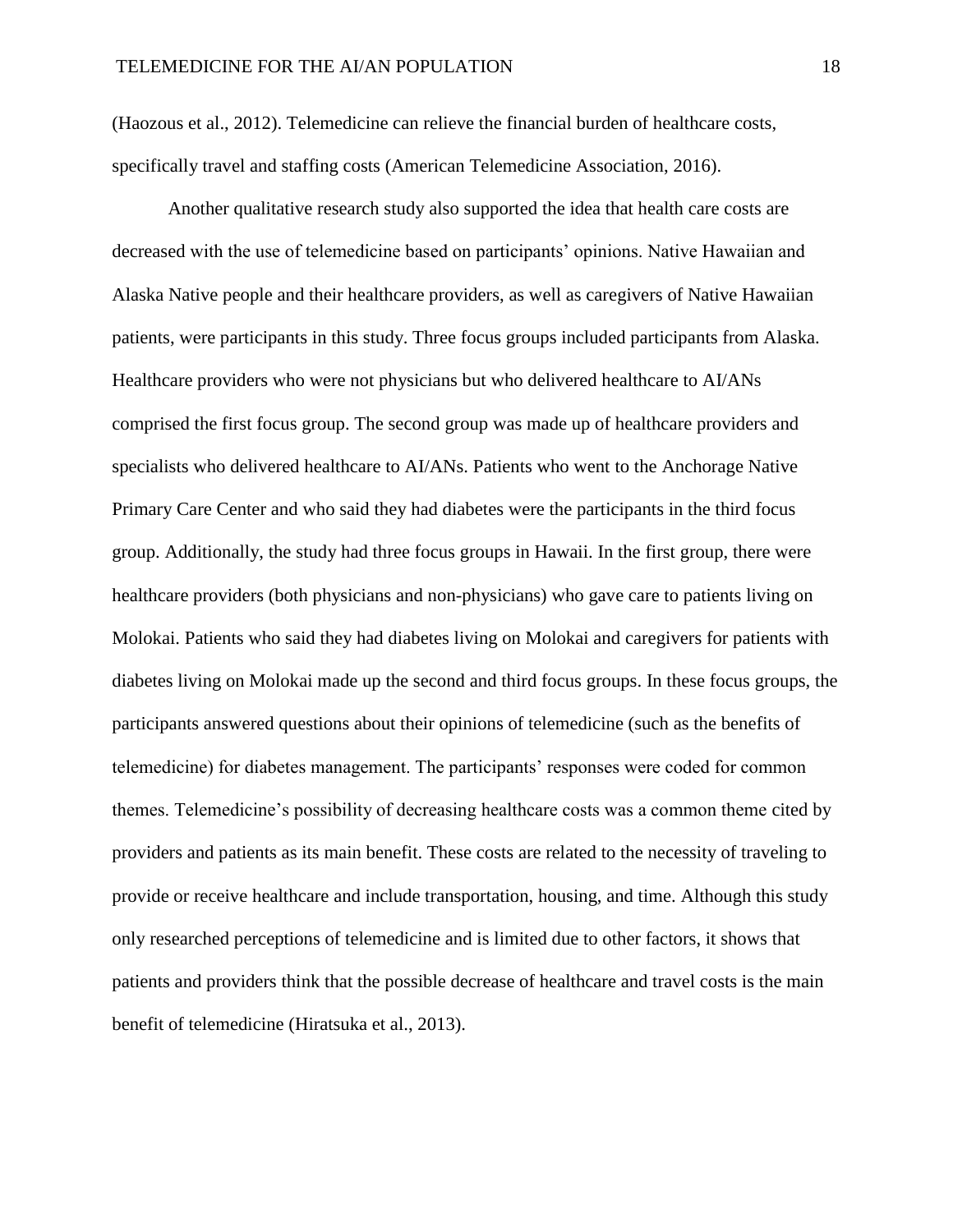(Haozous et al., 2012). Telemedicine can relieve the financial burden of healthcare costs, specifically travel and staffing costs (American Telemedicine Association, 2016).

Another qualitative research study also supported the idea that health care costs are decreased with the use of telemedicine based on participants' opinions. Native Hawaiian and Alaska Native people and their healthcare providers, as well as caregivers of Native Hawaiian patients, were participants in this study. Three focus groups included participants from Alaska. Healthcare providers who were not physicians but who delivered healthcare to AI/ANs comprised the first focus group. The second group was made up of healthcare providers and specialists who delivered healthcare to AI/ANs. Patients who went to the Anchorage Native Primary Care Center and who said they had diabetes were the participants in the third focus group. Additionally, the study had three focus groups in Hawaii. In the first group, there were healthcare providers (both physicians and non-physicians) who gave care to patients living on Molokai. Patients who said they had diabetes living on Molokai and caregivers for patients with diabetes living on Molokai made up the second and third focus groups. In these focus groups, the participants answered questions about their opinions of telemedicine (such as the benefits of telemedicine) for diabetes management. The participants' responses were coded for common themes. Telemedicine's possibility of decreasing healthcare costs was a common theme cited by providers and patients as its main benefit. These costs are related to the necessity of traveling to provide or receive healthcare and include transportation, housing, and time. Although this study only researched perceptions of telemedicine and is limited due to other factors, it shows that patients and providers think that the possible decrease of healthcare and travel costs is the main benefit of telemedicine (Hiratsuka et al., 2013).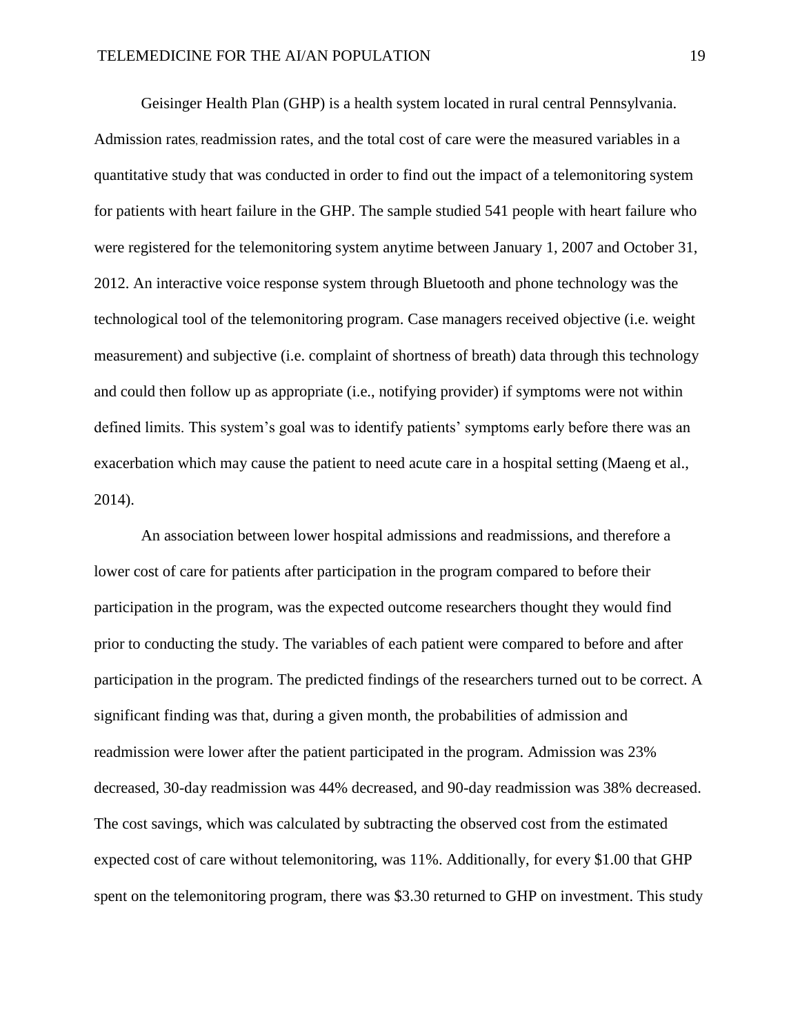Geisinger Health Plan (GHP) is a health system located in rural central Pennsylvania. Admission rates, readmission rates, and the total cost of care were the measured variables in a quantitative study that was conducted in order to find out the impact of a telemonitoring system for patients with heart failure in the GHP. The sample studied 541 people with heart failure who were registered for the telemonitoring system anytime between January 1, 2007 and October 31, 2012. An interactive voice response system through Bluetooth and phone technology was the technological tool of the telemonitoring program. Case managers received objective (i.e. weight measurement) and subjective (i.e. complaint of shortness of breath) data through this technology and could then follow up as appropriate (i.e., notifying provider) if symptoms were not within defined limits. This system's goal was to identify patients' symptoms early before there was an exacerbation which may cause the patient to need acute care in a hospital setting (Maeng et al., 2014).

An association between lower hospital admissions and readmissions, and therefore a lower cost of care for patients after participation in the program compared to before their participation in the program, was the expected outcome researchers thought they would find prior to conducting the study. The variables of each patient were compared to before and after participation in the program. The predicted findings of the researchers turned out to be correct. A significant finding was that, during a given month, the probabilities of admission and readmission were lower after the patient participated in the program. Admission was 23% decreased, 30-day readmission was 44% decreased, and 90-day readmission was 38% decreased. The cost savings, which was calculated by subtracting the observed cost from the estimated expected cost of care without telemonitoring, was 11%. Additionally, for every $1.00 that GHP spent on the telemonitoring program, there was $3.30 returned to GHP on investment. This study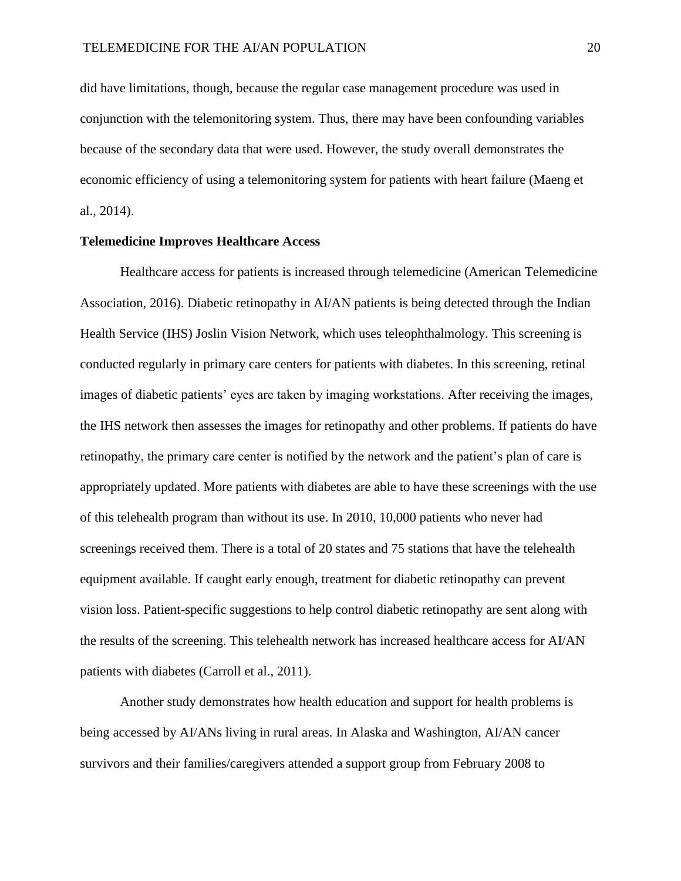did have limitations, though, because the regular case management procedure was used in conjunction with the telemonitoring system. Thus, there may have been confounding variables because of the secondary data that were used. However, the study overall demonstrates the economic efficiency of using a telemonitoring system for patients with heart failure (Maeng et al., 2014).

**Telemedicine Improves Healthcare Access**

Healthcare access for patients is increased through telemedicine (American Telemedicine Association, 2016). Diabetic retinopathy in AI/AN patients is being detected through the Indian Health Service (IHS) Joslin Vision Network, which uses teleophthalmology. This screening is conducted regularly in primary care centers for patients with diabetes. In this screening, retinal images of diabetic patients' eyes are taken by imaging workstations. After receiving the images, the IHS network then assesses the images for retinopathy and other problems. If patients do have retinopathy, the primary care center is notified by the network and the patient's plan of care is appropriately updated. More patients with diabetes are able to have these screenings with the use of this telehealth program than without its use. In 2010, 10,000 patients who never had screenings received them. There is a total of 20 states and 75 stations that have the telehealth equipment available. If caught early enough, treatment for diabetic retinopathy can prevent vision loss. Patient-specific suggestions to help control diabetic retinopathy are sent along with the results of the screening. This telehealth network has increased healthcare access for AI/AN patients with diabetes (Carroll et al., 2011).

Another study demonstrates how health education and support for health problems is being accessed by AI/ANs living in rural areas. In Alaska and Washington, AI/AN cancer survivors and their families/caregivers attended a support group from February 2008 to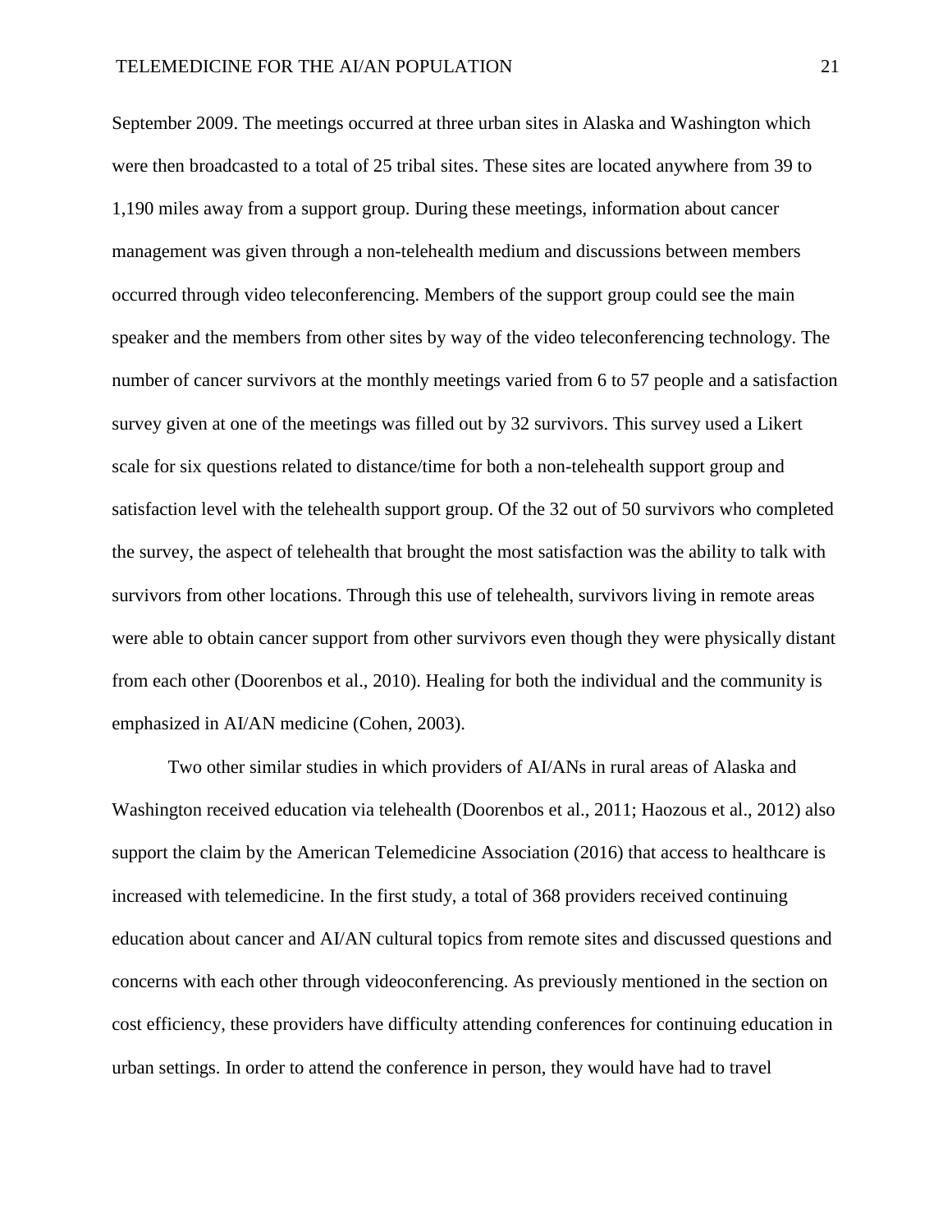September 2009. The meetings occurred at three urban sites in Alaska and Washington which were then broadcasted to a total of 25 tribal sites. These sites are located anywhere from 39 to 1,190 miles away from a support group. During these meetings, information about cancer management was given through a non-telehealth medium and discussions between members occurred through video teleconferencing. Members of the support group could see the main speaker and the members from other sites by way of the video teleconferencing technology. The number of cancer survivors at the monthly meetings varied from 6 to 57 people and a satisfaction survey given at one of the meetings was filled out by 32 survivors. This survey used a Likert scale for six questions related to distance/time for both a non-telehealth support group and satisfaction level with the telehealth support group. Of the 32 out of 50 survivors who completed the survey, the aspect of telehealth that brought the most satisfaction was the ability to talk with survivors from other locations. Through this use of telehealth, survivors living in remote areas were able to obtain cancer support from other survivors even though they were physically distant from each other (Doorenbos et al., 2010). Healing for both the individual and the community is emphasized in AI/AN medicine (Cohen, 2003).

Two other similar studies in which providers of AI/ANs in rural areas of Alaska and Washington received education via telehealth (Doorenbos et al., 2011; Haozous et al., 2012) also support the claim by the American Telemedicine Association (2016) that access to healthcare is increased with telemedicine. In the first study, a total of 368 providers received continuing education about cancer and AI/AN cultural topics from remote sites and discussed questions and concerns with each other through videoconferencing. As previously mentioned in the section on cost efficiency, these providers have difficulty attending conferences for continuing education in urban settings. In order to attend the conference in person, they would have had to travel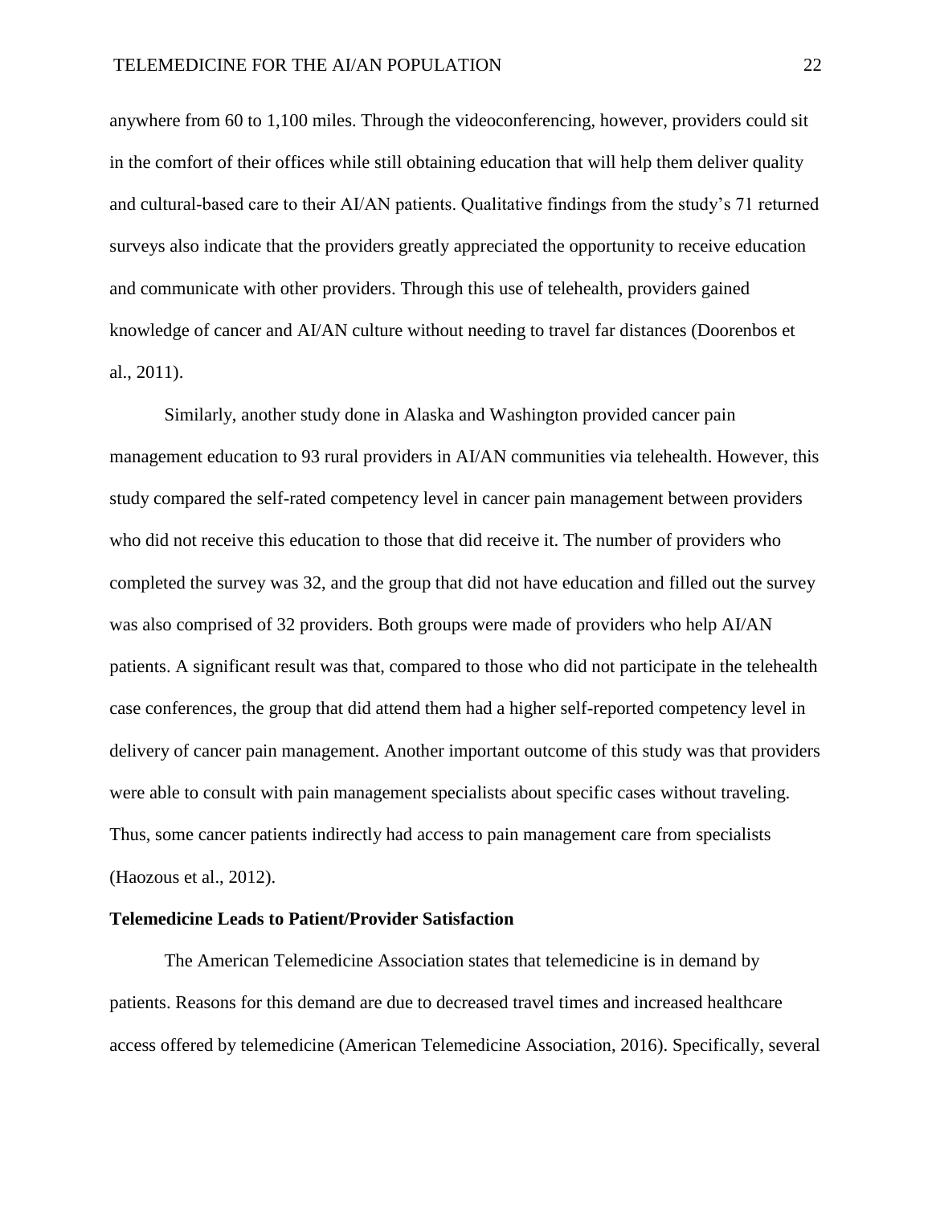anywhere from 60 to 1,100 miles. Through the videoconferencing, however, providers could sit in the comfort of their offices while still obtaining education that will help them deliver quality and cultural-based care to their AI/AN patients. Qualitative findings from the study's 71 returned surveys also indicate that the providers greatly appreciated the opportunity to receive education and communicate with other providers. Through this use of telehealth, providers gained knowledge of cancer and AI/AN culture without needing to travel far distances (Doorenbos et al., 2011).

Similarly, another study done in Alaska and Washington provided cancer pain management education to 93 rural providers in AI/AN communities via telehealth. However, this study compared the self-rated competency level in cancer pain management between providers who did not receive this education to those that did receive it. The number of providers who completed the survey was 32, and the group that did not have education and filled out the survey was also comprised of 32 providers. Both groups were made of providers who help AI/AN patients. A significant result was that, compared to those who did not participate in the telehealth case conferences, the group that did attend them had a higher self-reported competency level in delivery of cancer pain management. Another important outcome of this study was that providers were able to consult with pain management specialists about specific cases without traveling. Thus, some cancer patients indirectly had access to pain management care from specialists (Haozous et al., 2012).

**Telemedicine Leads to Patient/Provider Satisfaction**

The American Telemedicine Association states that telemedicine is in demand by patients. Reasons for this demand are due to decreased travel times and increased healthcare access offered by telemedicine (American Telemedicine Association, 2016). Specifically, several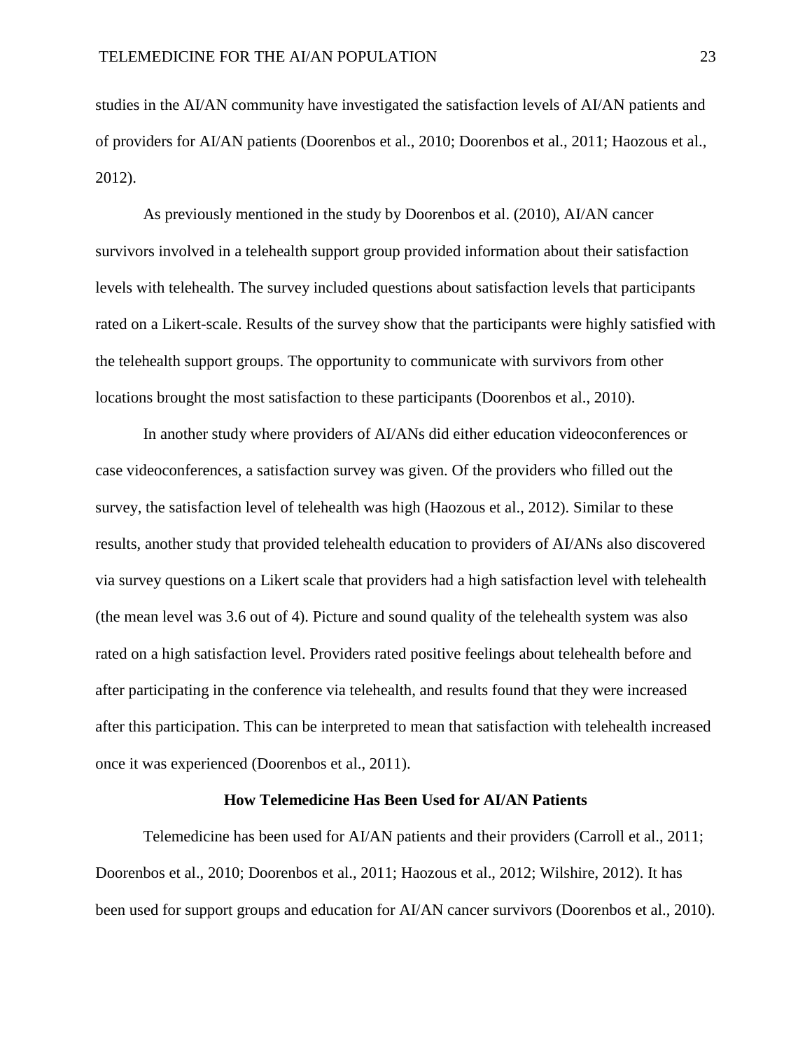studies in the AI/AN community have investigated the satisfaction levels of AI/AN patients and of providers for AI/AN patients (Doorenbos et al., 2010; Doorenbos et al., 2011; Haozous et al., 2012).

As previously mentioned in the study by Doorenbos et al. (2010), AI/AN cancer survivors involved in a telehealth support group provided information about their satisfaction levels with telehealth. The survey included questions about satisfaction levels that participants rated on a Likert-scale. Results of the survey show that the participants were highly satisfied with the telehealth support groups. The opportunity to communicate with survivors from other locations brought the most satisfaction to these participants (Doorenbos et al., 2010).

In another study where providers of AI/ANs did either education videoconferences or case videoconferences, a satisfaction survey was given. Of the providers who filled out the survey, the satisfaction level of telehealth was high (Haozous et al., 2012). Similar to these results, another study that provided telehealth education to providers of AI/ANs also discovered via survey questions on a Likert scale that providers had a high satisfaction level with telehealth (the mean level was 3.6 out of 4). Picture and sound quality of the telehealth system was also rated on a high satisfaction level. Providers rated positive feelings about telehealth before and after participating in the conference via telehealth, and results found that they were increased after this participation. This can be interpreted to mean that satisfaction with telehealth increased once it was experienced (Doorenbos et al., 2011).

## How Telemedicine Has Been Used for AI/AN Patients

Telemedicine has been used for AI/AN patients and their providers (Carroll et al., 2011; Doorenbos et al., 2010; Doorenbos et al., 2011; Haozous et al., 2012; Wilshire, 2012). It has been used for support groups and education for AI/AN cancer survivors (Doorenbos et al., 2010).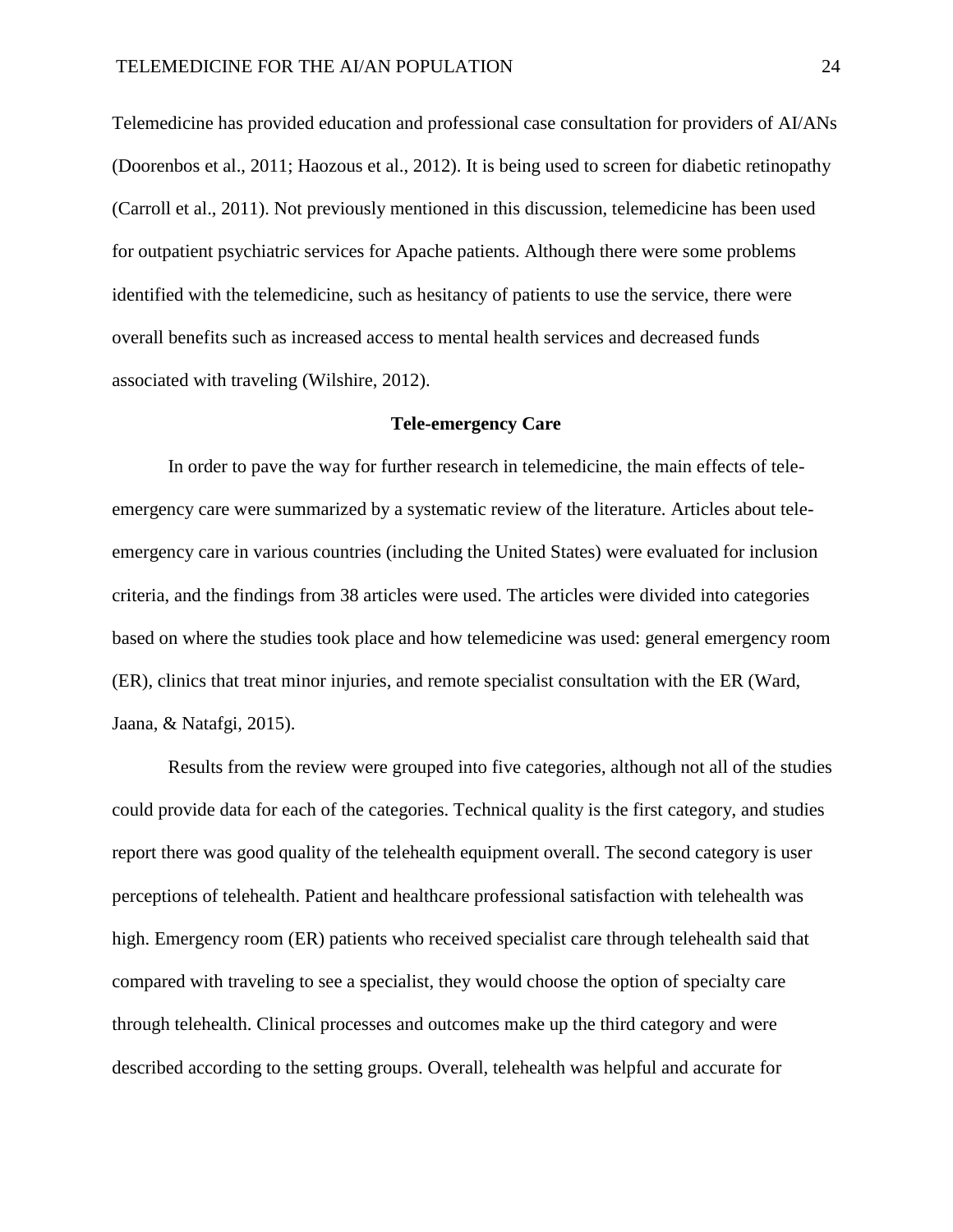Telemedicine has provided education and professional case consultation for providers of AI/ANs (Doorenbos et al., 2011; Haozous et al., 2012). It is being used to screen for diabetic retinopathy (Carroll et al., 2011). Not previously mentioned in this discussion, telemedicine has been used for outpatient psychiatric services for Apache patients. Although there were some problems identified with the telemedicine, such as hesitancy of patients to use the service, there were overall benefits such as increased access to mental health services and decreased funds associated with traveling (Wilshire, 2012).

**Tele-emergency Care**

In order to pave the way for further research in telemedicine, the main effects of tele-emergency care were summarized by a systematic review of the literature. Articles about tele-emergency care in various countries (including the United States) were evaluated for inclusion criteria, and the findings from 38 articles were used. The articles were divided into categories based on where the studies took place and how telemedicine was used: general emergency room (ER), clinics that treat minor injuries, and remote specialist consultation with the ER (Ward, Jaana, & Natafgi, 2015).

Results from the review were grouped into five categories, although not all of the studies could provide data for each of the categories. Technical quality is the first category, and studies report there was good quality of the telehealth equipment overall. The second category is user perceptions of telehealth. Patient and healthcare professional satisfaction with telehealth was high. Emergency room (ER) patients who received specialist care through telehealth said that compared with traveling to see a specialist, they would choose the option of specialty care through telehealth. Clinical processes and outcomes make up the third category and were described according to the setting groups. Overall, telehealth was helpful and accurate for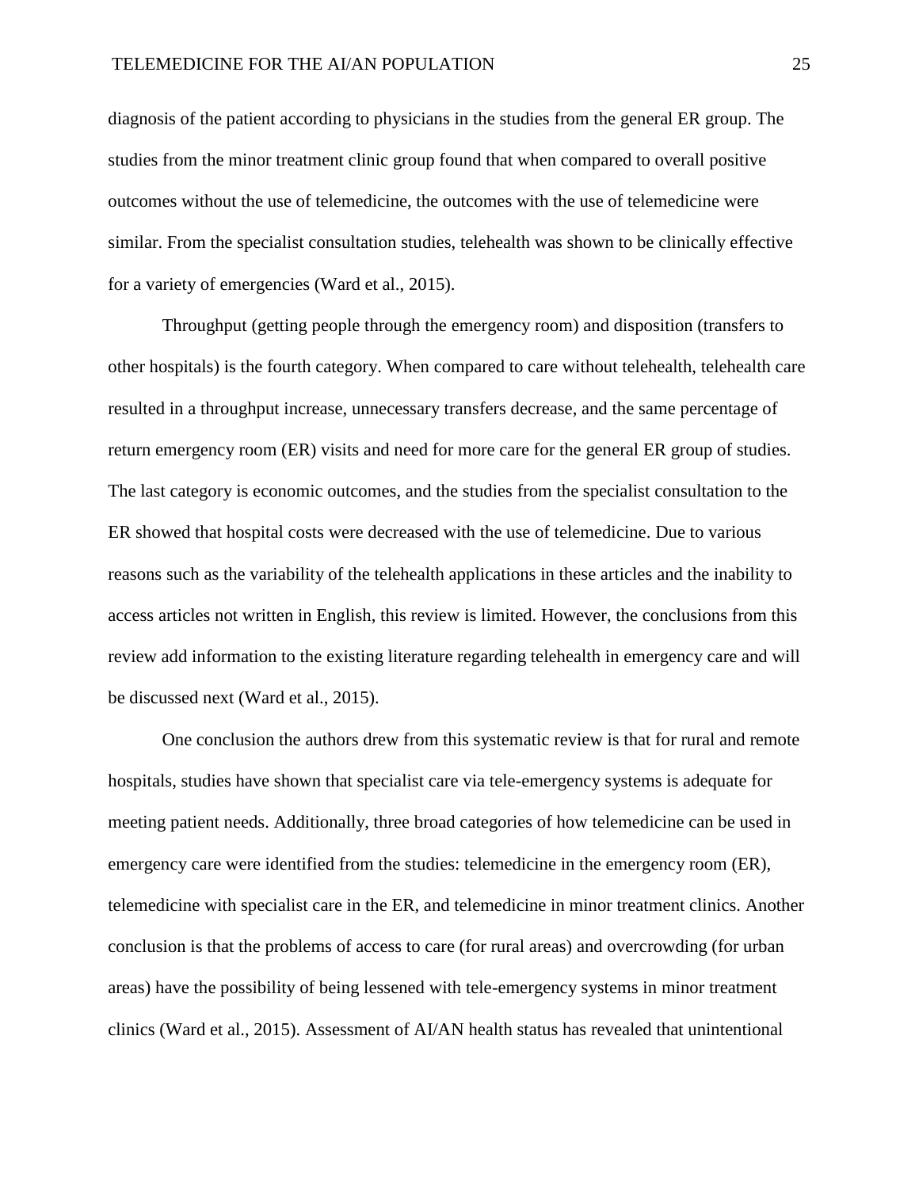diagnosis of the patient according to physicians in the studies from the general ER group. The studies from the minor treatment clinic group found that when compared to overall positive outcomes without the use of telemedicine, the outcomes with the use of telemedicine were similar. From the specialist consultation studies, telehealth was shown to be clinically effective for a variety of emergencies (Ward et al., 2015).

Throughput (getting people through the emergency room) and disposition (transfers to other hospitals) is the fourth category. When compared to care without telehealth, telehealth care resulted in a throughput increase, unnecessary transfers decrease, and the same percentage of return emergency room (ER) visits and need for more care for the general ER group of studies. The last category is economic outcomes, and the studies from the specialist consultation to the ER showed that hospital costs were decreased with the use of telemedicine. Due to various reasons such as the variability of the telehealth applications in these articles and the inability to access articles not written in English, this review is limited. However, the conclusions from this review add information to the existing literature regarding telehealth in emergency care and will be discussed next (Ward et al., 2015).

One conclusion the authors drew from this systematic review is that for rural and remote hospitals, studies have shown that specialist care via tele-emergency systems is adequate for meeting patient needs. Additionally, three broad categories of how telemedicine can be used in emergency care were identified from the studies: telemedicine in the emergency room (ER), telemedicine with specialist care in the ER, and telemedicine in minor treatment clinics. Another conclusion is that the problems of access to care (for rural areas) and overcrowding (for urban areas) have the possibility of being lessened with tele-emergency systems in minor treatment clinics (Ward et al., 2015). Assessment of AI/AN health status has revealed that unintentional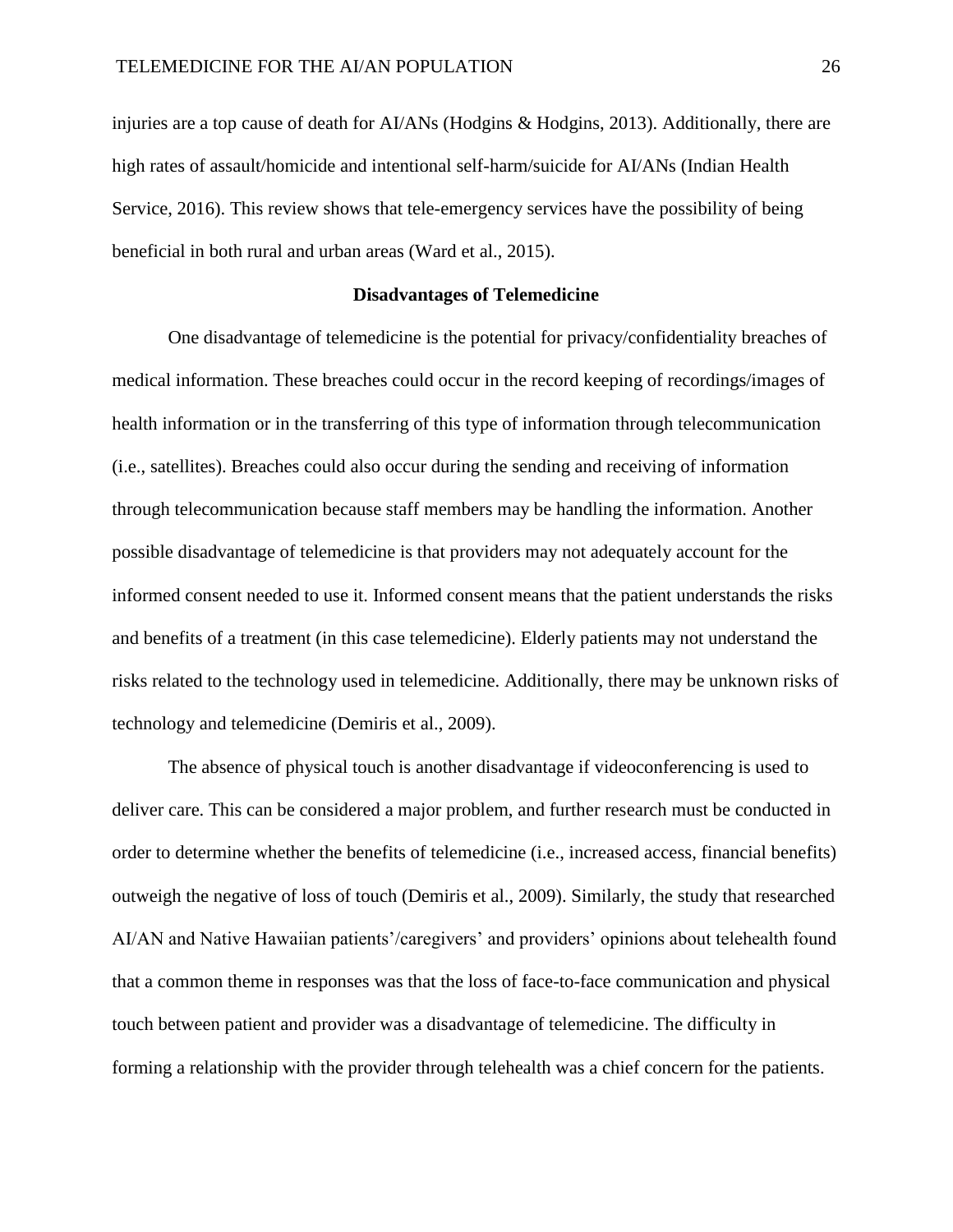injuries are a top cause of death for AI/ANs (Hodgins & Hodgins, 2013). Additionally, there are high rates of assault/homicide and intentional self-harm/suicide for AI/ANs (Indian Health Service, 2016). This review shows that tele-emergency services have the possibility of being beneficial in both rural and urban areas (Ward et al., 2015).

## Disadvantages of Telemedicine

One disadvantage of telemedicine is the potential for privacy/confidentiality breaches of medical information. These breaches could occur in the record keeping of recordings/images of health information or in the transferring of this type of information through telecommunication (i.e., satellites). Breaches could also occur during the sending and receiving of information through telecommunication because staff members may be handling the information. Another possible disadvantage of telemedicine is that providers may not adequately account for the informed consent needed to use it. Informed consent means that the patient understands the risks and benefits of a treatment (in this case telemedicine). Elderly patients may not understand the risks related to the technology used in telemedicine. Additionally, there may be unknown risks of technology and telemedicine (Demiris et al., 2009).

The absence of physical touch is another disadvantage if videoconferencing is used to deliver care. This can be considered a major problem, and further research must be conducted in order to determine whether the benefits of telemedicine (i.e., increased access, financial benefits) outweigh the negative of loss of touch (Demiris et al., 2009). Similarly, the study that researched AI/AN and Native Hawaiian patients'/caregivers' and providers' opinions about telehealth found that a common theme in responses was that the loss of face-to-face communication and physical touch between patient and provider was a disadvantage of telemedicine. The difficulty in forming a relationship with the provider through telehealth was a chief concern for the patients.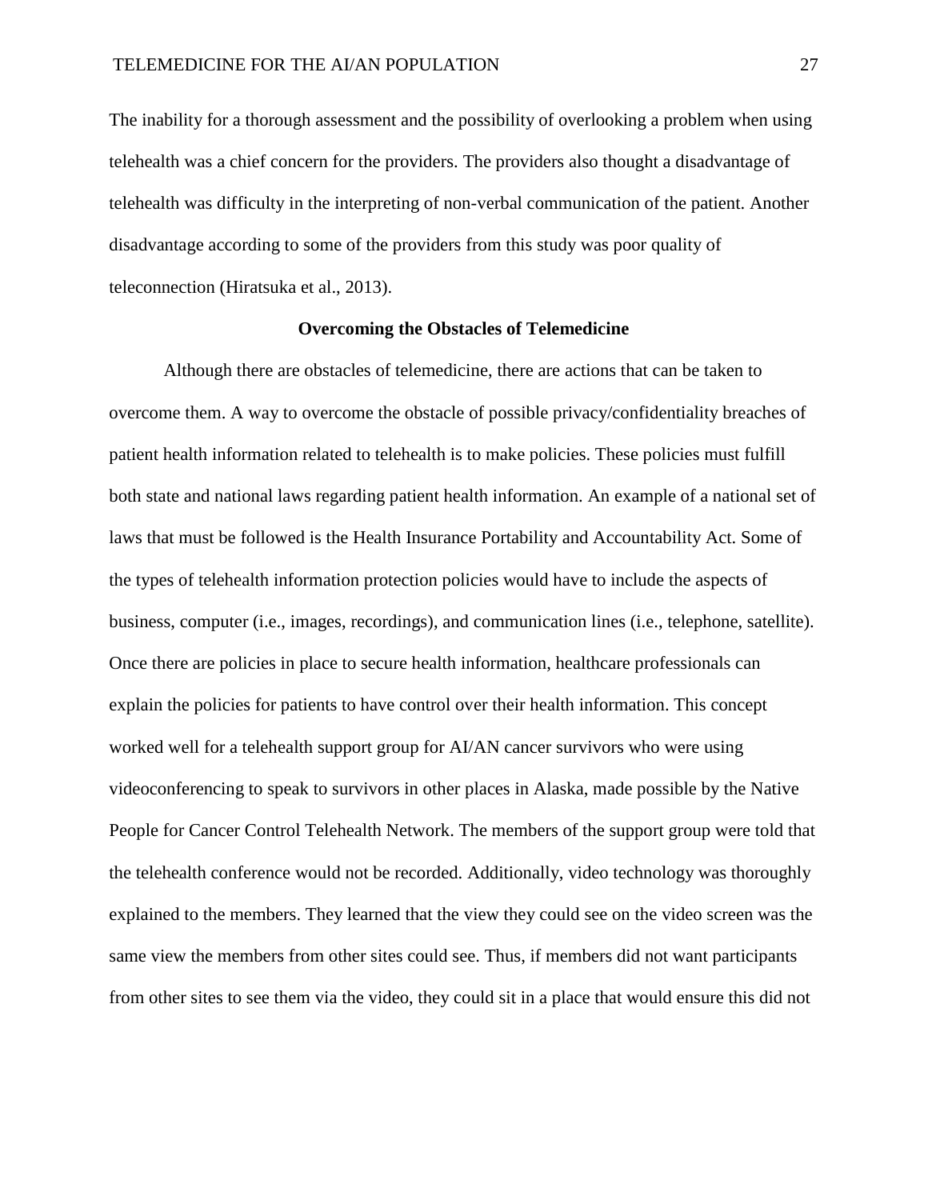The inability for a thorough assessment and the possibility of overlooking a problem when using telehealth was a chief concern for the providers. The providers also thought a disadvantage of telehealth was difficulty in the interpreting of non-verbal communication of the patient. Another disadvantage according to some of the providers from this study was poor quality of teleconnection (Hiratsuka et al., 2013).

## Overcoming the Obstacles of Telemedicine

Although there are obstacles of telemedicine, there are actions that can be taken to overcome them. A way to overcome the obstacle of possible privacy/confidentiality breaches of patient health information related to telehealth is to make policies. These policies must fulfill both state and national laws regarding patient health information. An example of a national set of laws that must be followed is the Health Insurance Portability and Accountability Act. Some of the types of telehealth information protection policies would have to include the aspects of business, computer (i.e., images, recordings), and communication lines (i.e., telephone, satellite). Once there are policies in place to secure health information, healthcare professionals can explain the policies for patients to have control over their health information. This concept worked well for a telehealth support group for AI/AN cancer survivors who were using videoconferencing to speak to survivors in other places in Alaska, made possible by the Native People for Cancer Control Telehealth Network. The members of the support group were told that the telehealth conference would not be recorded. Additionally, video technology was thoroughly explained to the members. They learned that the view they could see on the video screen was the same view the members from other sites could see. Thus, if members did not want participants from other sites to see them via the video, they could sit in a place that would ensure this did not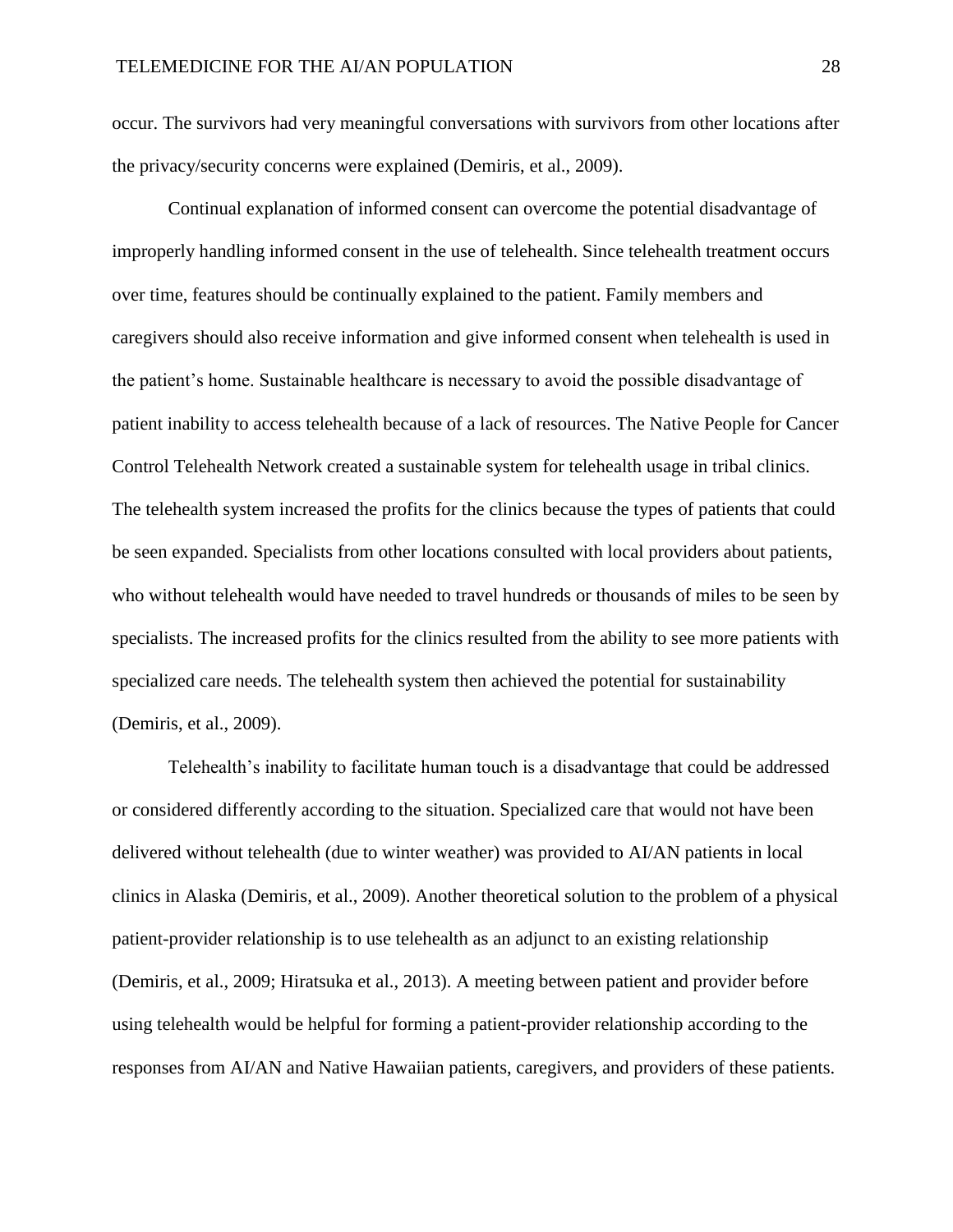occur. The survivors had very meaningful conversations with survivors from other locations after the privacy/security concerns were explained (Demiris, et al., 2009).

Continual explanation of informed consent can overcome the potential disadvantage of improperly handling informed consent in the use of telehealth. Since telehealth treatment occurs over time, features should be continually explained to the patient. Family members and caregivers should also receive information and give informed consent when telehealth is used in the patient's home. Sustainable healthcare is necessary to avoid the possible disadvantage of patient inability to access telehealth because of a lack of resources. The Native People for Cancer Control Telehealth Network created a sustainable system for telehealth usage in tribal clinics. The telehealth system increased the profits for the clinics because the types of patients that could be seen expanded. Specialists from other locations consulted with local providers about patients, who without telehealth would have needed to travel hundreds or thousands of miles to be seen by specialists. The increased profits for the clinics resulted from the ability to see more patients with specialized care needs. The telehealth system then achieved the potential for sustainability (Demiris, et al., 2009).

Telehealth's inability to facilitate human touch is a disadvantage that could be addressed or considered differently according to the situation. Specialized care that would not have been delivered without telehealth (due to winter weather) was provided to AI/AN patients in local clinics in Alaska (Demiris, et al., 2009). Another theoretical solution to the problem of a physical patient-provider relationship is to use telehealth as an adjunct to an existing relationship (Demiris, et al., 2009; Hiratsuka et al., 2013). A meeting between patient and provider before using telehealth would be helpful for forming a patient-provider relationship according to the responses from AI/AN and Native Hawaiian patients, caregivers, and providers of these patients.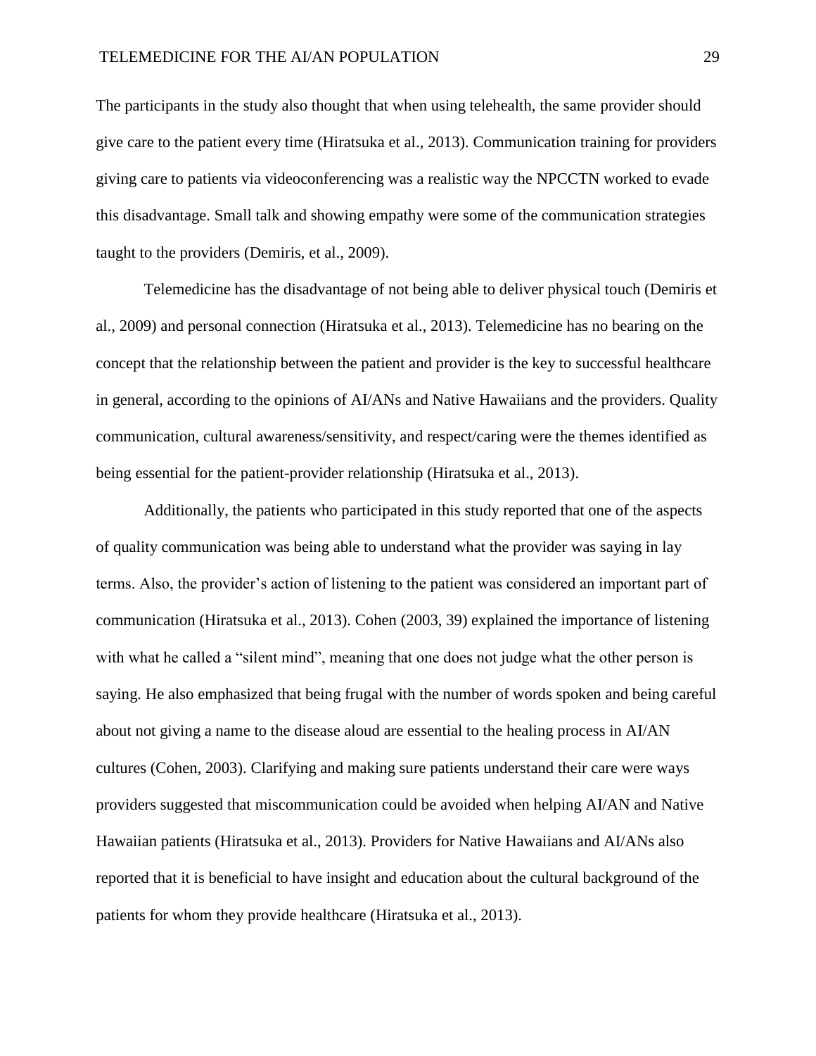The participants in the study also thought that when using telehealth, the same provider should give care to the patient every time (Hiratsuka et al., 2013). Communication training for providers giving care to patients via videoconferencing was a realistic way the NPCCTN worked to evade this disadvantage. Small talk and showing empathy were some of the communication strategies taught to the providers (Demiris, et al., 2009).

Telemedicine has the disadvantage of not being able to deliver physical touch (Demiris et al., 2009) and personal connection (Hiratsuka et al., 2013). Telemedicine has no bearing on the concept that the relationship between the patient and provider is the key to successful healthcare in general, according to the opinions of AI/ANs and Native Hawaiians and the providers. Quality communication, cultural awareness/sensitivity, and respect/caring were the themes identified as being essential for the patient-provider relationship (Hiratsuka et al., 2013).

Additionally, the patients who participated in this study reported that one of the aspects of quality communication was being able to understand what the provider was saying in lay terms. Also, the provider's action of listening to the patient was considered an important part of communication (Hiratsuka et al., 2013). Cohen (2003, 39) explained the importance of listening with what he called a "silent mind", meaning that one does not judge what the other person is saying. He also emphasized that being frugal with the number of words spoken and being careful about not giving a name to the disease aloud are essential to the healing process in AI/AN cultures (Cohen, 2003). Clarifying and making sure patients understand their care were ways providers suggested that miscommunication could be avoided when helping AI/AN and Native Hawaiian patients (Hiratsuka et al., 2013). Providers for Native Hawaiians and AI/ANs also reported that it is beneficial to have insight and education about the cultural background of the patients for whom they provide healthcare (Hiratsuka et al., 2013).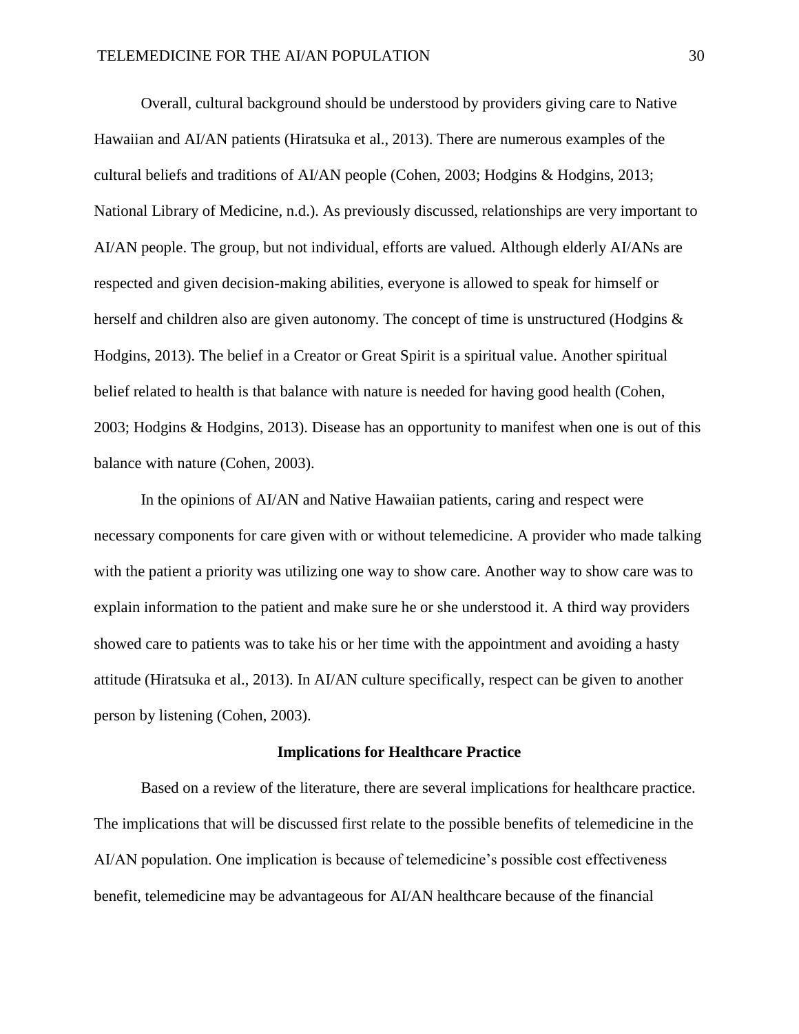Overall, cultural background should be understood by providers giving care to Native Hawaiian and AI/AN patients (Hiratsuka et al., 2013). There are numerous examples of the cultural beliefs and traditions of AI/AN people (Cohen, 2003; Hodgins & Hodgins, 2013; National Library of Medicine, n.d.). As previously discussed, relationships are very important to AI/AN people. The group, but not individual, efforts are valued. Although elderly AI/ANs are respected and given decision-making abilities, everyone is allowed to speak for himself or herself and children also are given autonomy. The concept of time is unstructured (Hodgins & Hodgins, 2013). The belief in a Creator or Great Spirit is a spiritual value. Another spiritual belief related to health is that balance with nature is needed for having good health (Cohen, 2003; Hodgins & Hodgins, 2013). Disease has an opportunity to manifest when one is out of this balance with nature (Cohen, 2003).

In the opinions of AI/AN and Native Hawaiian patients, caring and respect were necessary components for care given with or without telemedicine. A provider who made talking with the patient a priority was utilizing one way to show care. Another way to show care was to explain information to the patient and make sure he or she understood it. A third way providers showed care to patients was to take his or her time with the appointment and avoiding a hasty attitude (Hiratsuka et al., 2013). In AI/AN culture specifically, respect can be given to another person by listening (Cohen, 2003).

## Implications for Healthcare Practice

Based on a review of the literature, there are several implications for healthcare practice. The implications that will be discussed first relate to the possible benefits of telemedicine in the AI/AN population. One implication is because of telemedicine's possible cost effectiveness benefit, telemedicine may be advantageous for AI/AN healthcare because of the financial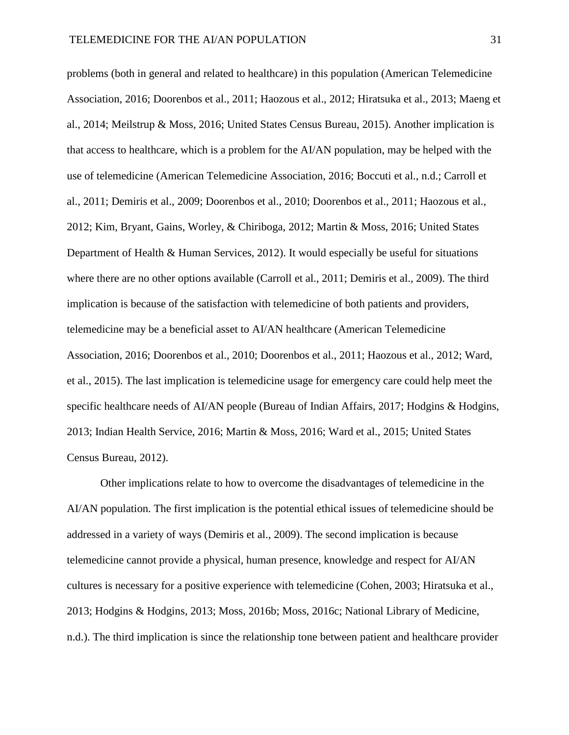problems (both in general and related to healthcare) in this population (American Telemedicine Association, 2016; Doorenbos et al., 2011; Haozous et al., 2012; Hiratsuka et al., 2013; Maeng et al., 2014; Meilstrup & Moss, 2016; United States Census Bureau, 2015). Another implication is that access to healthcare, which is a problem for the AI/AN population, may be helped with the use of telemedicine (American Telemedicine Association, 2016; Boccuti et al., n.d.; Carroll et al., 2011; Demiris et al., 2009; Doorenbos et al., 2010; Doorenbos et al., 2011; Haozous et al., 2012; Kim, Bryant, Gains, Worley, & Chiriboga, 2012; Martin & Moss, 2016; United States Department of Health & Human Services, 2012). It would especially be useful for situations where there are no other options available (Carroll et al., 2011; Demiris et al., 2009). The third implication is because of the satisfaction with telemedicine of both patients and providers, telemedicine may be a beneficial asset to AI/AN healthcare (American Telemedicine Association, 2016; Doorenbos et al., 2010; Doorenbos et al., 2011; Haozous et al., 2012; Ward, et al., 2015). The last implication is telemedicine usage for emergency care could help meet the specific healthcare needs of AI/AN people (Bureau of Indian Affairs, 2017; Hodgins & Hodgins, 2013; Indian Health Service, 2016; Martin & Moss, 2016; Ward et al., 2015; United States Census Bureau, 2012).

Other implications relate to how to overcome the disadvantages of telemedicine in the AI/AN population. The first implication is the potential ethical issues of telemedicine should be addressed in a variety of ways (Demiris et al., 2009). The second implication is because telemedicine cannot provide a physical, human presence, knowledge and respect for AI/AN cultures is necessary for a positive experience with telemedicine (Cohen, 2003; Hiratsuka et al., 2013; Hodgins & Hodgins, 2013; Moss, 2016b; Moss, 2016c; National Library of Medicine, n.d.). The third implication is since the relationship tone between patient and healthcare provider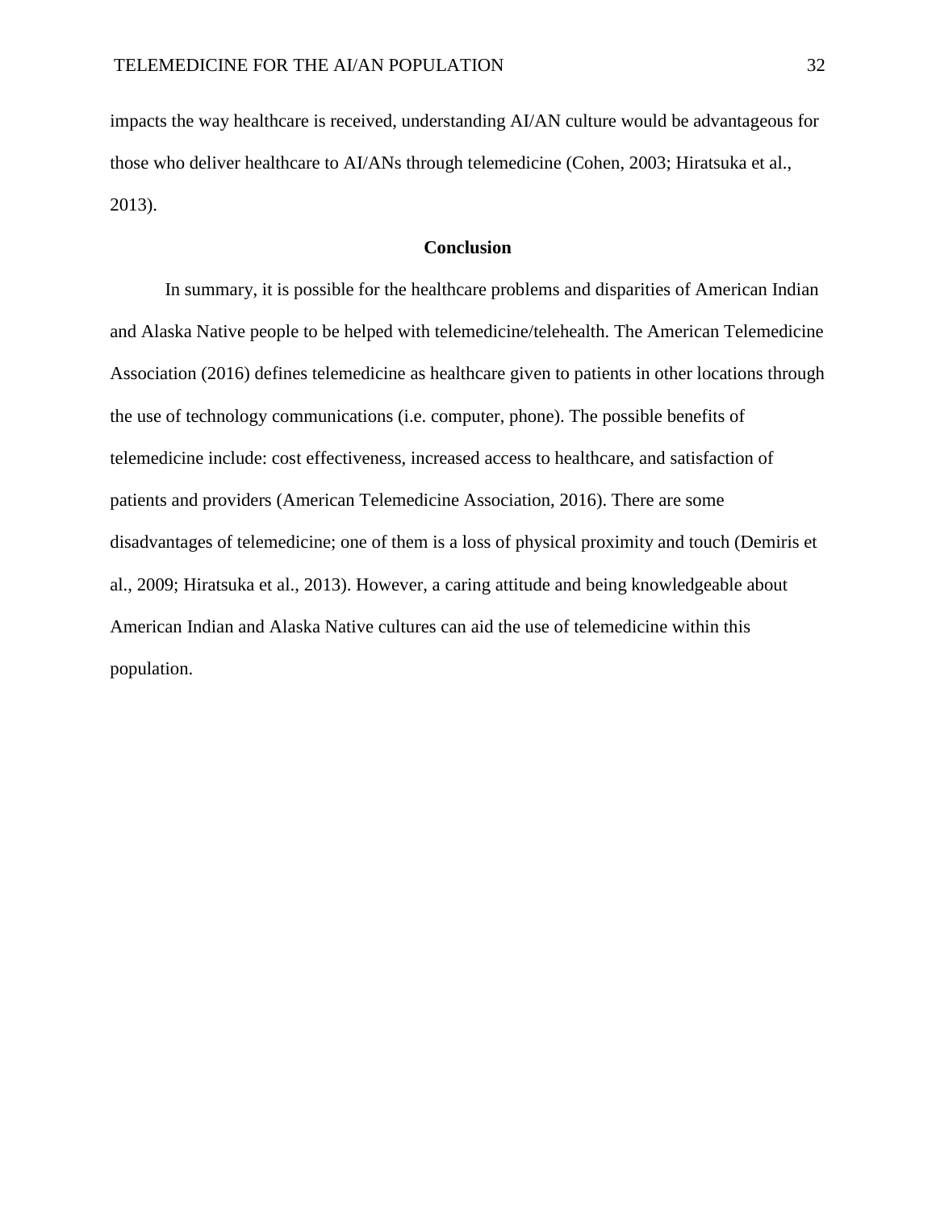impacts the way healthcare is received, understanding AI/AN culture would be advantageous for those who deliver healthcare to AI/ANs through telemedicine (Cohen, 2003; Hiratsuka et al., 2013).

## Conclusion

In summary, it is possible for the healthcare problems and disparities of American Indian and Alaska Native people to be helped with telemedicine/telehealth. The American Telemedicine Association (2016) defines telemedicine as healthcare given to patients in other locations through the use of technology communications (i.e. computer, phone). The possible benefits of telemedicine include: cost effectiveness, increased access to healthcare, and satisfaction of patients and providers (American Telemedicine Association, 2016). There are some disadvantages of telemedicine; one of them is a loss of physical proximity and touch (Demiris et al., 2009; Hiratsuka et al., 2013). However, a caring attitude and being knowledgeable about American Indian and Alaska Native cultures can aid the use of telemedicine within this population.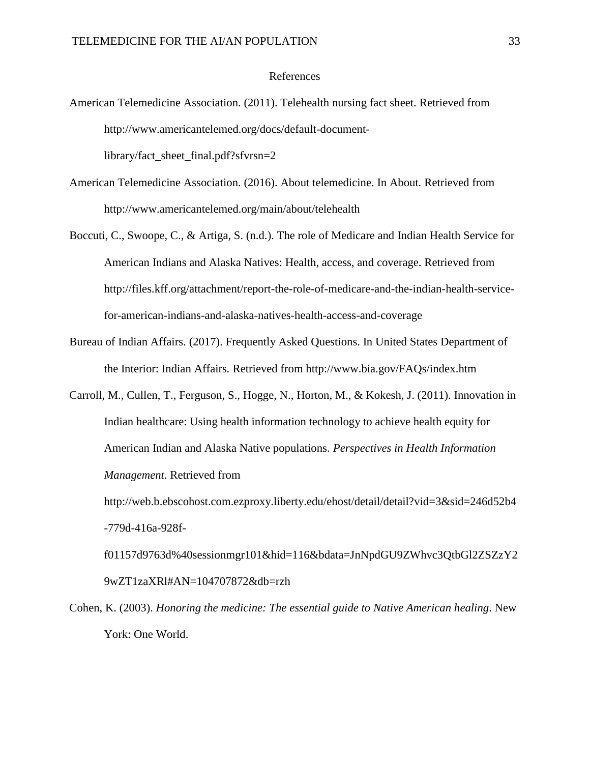# References

American Telemedicine Association. (2011). Telehealth nursing fact sheet. Retrieved from http://www.americantelemed.org/docs/default-document-library/fact_sheet_final.pdf?sfvrsn=2

American Telemedicine Association. (2016). About telemedicine. In About. Retrieved from http://www.americantelemed.org/main/about/telehealth

Boccuti, C., Swoope, C., & Artiga, S. (n.d.). The role of Medicare and Indian Health Service for American Indians and Alaska Natives: Health, access, and coverage. Retrieved from http://files.kff.org/attachment/report-the-role-of-medicare-and-the-indian-health-service-for-american-indians-and-alaska-natives-health-access-and-coverage

Bureau of Indian Affairs. (2017). Frequently Asked Questions. In United States Department of the Interior: Indian Affairs. Retrieved from http://www.bia.gov/FAQs/index.htm

Carroll, M., Cullen, T., Ferguson, S., Hogge, N., Horton, M., & Kokesh, J. (2011). Innovation in Indian healthcare: Using health information technology to achieve health equity for American Indian and Alaska Native populations. *Perspectives in Health Information Management*. Retrieved from http://web.b.ebscohost.com.ezproxy.liberty.edu/ehost/detail/detail?vid=3&sid=246d52b4-779d-416a-928f-f01157d9763d%40sessionmgr101&hid=116&bdata=JnNpdGU9ZWhvc3QtbGl2ZSZzY29wZT1zaXRl#AN=104707872&db=rzh

Cohen, K. (2003). *Honoring the medicine: The essential guide to Native American healing*. New York: One World.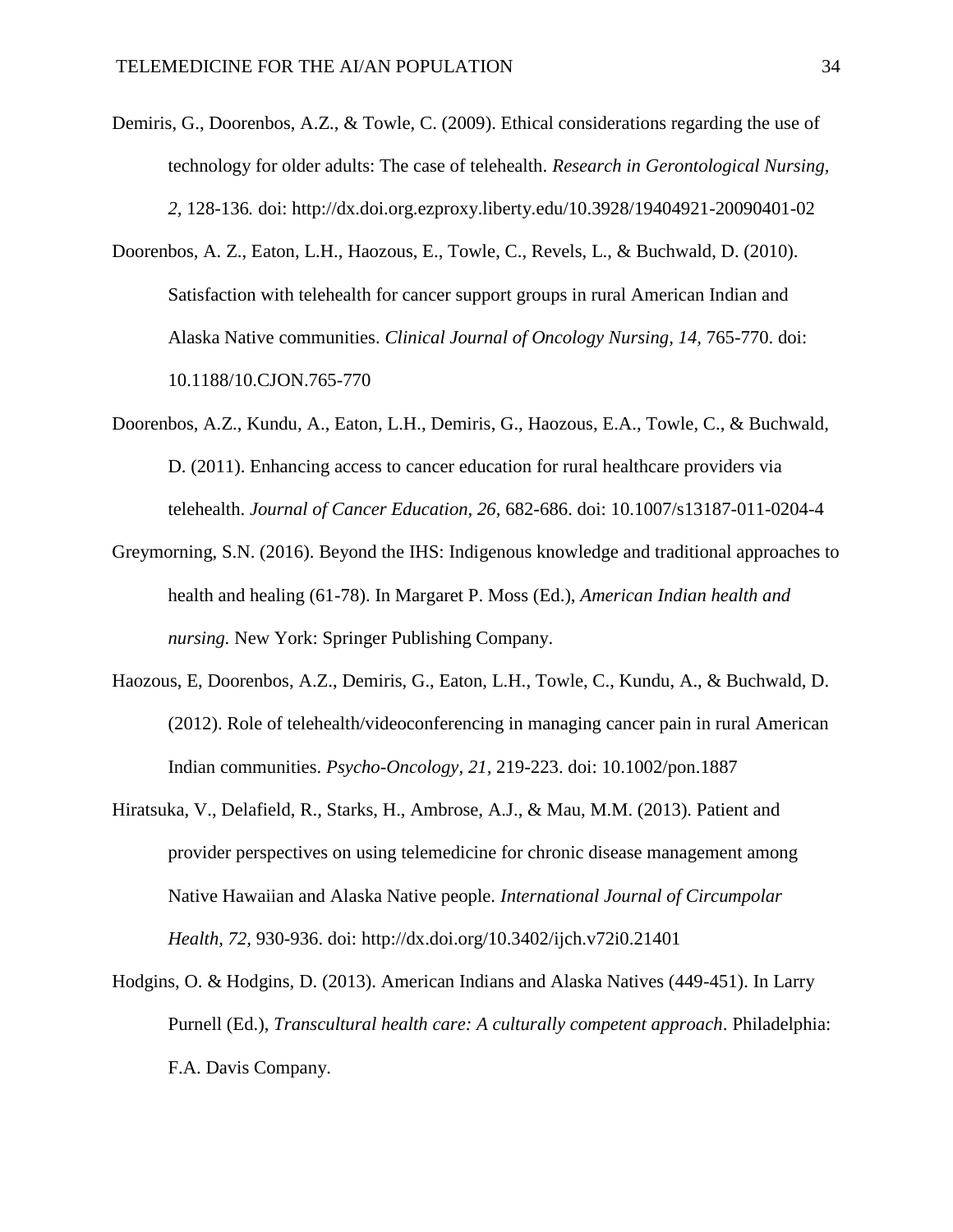Demiris, G., Doorenbos, A.Z., & Towle, C. (2009). Ethical considerations regarding the use of technology for older adults: The case of telehealth. *Research in Gerontological Nursing, 2,* 128-136. doi: http://dx.doi.org.ezproxy.liberty.edu/10.3928/19404921-20090401-02

Doorenbos, A. Z., Eaton, L.H., Haozous, E., Towle, C., Revels, L., & Buchwald, D. (2010). Satisfaction with telehealth for cancer support groups in rural American Indian and Alaska Native communities. *Clinical Journal of Oncology Nursing, 14,* 765-770. doi: 10.1188/10.CJON.765-770

Doorenbos, A.Z., Kundu, A., Eaton, L.H., Demiris, G., Haozous, E.A., Towle, C., & Buchwald, D. (2011). Enhancing access to cancer education for rural healthcare providers via telehealth. *Journal of Cancer Education, 26,* 682-686. doi: 10.1007/s13187-011-0204-4

Greymorning, S.N. (2016). Beyond the IHS: Indigenous knowledge and traditional approaches to health and healing (61-78). In Margaret P. Moss (Ed.), *American Indian health and nursing.* New York: Springer Publishing Company.

Haozous, E, Doorenbos, A.Z., Demiris, G., Eaton, L.H., Towle, C., Kundu, A., & Buchwald, D. (2012). Role of telehealth/videoconferencing in managing cancer pain in rural American Indian communities. *Psycho-Oncology, 21,* 219-223. doi: 10.1002/pon.1887

Hiratsuka, V., Delafield, R., Starks, H., Ambrose, A.J., & Mau, M.M. (2013). Patient and provider perspectives on using telemedicine for chronic disease management among Native Hawaiian and Alaska Native people. *International Journal of Circumpolar Health, 72,* 930-936. doi: http://dx.doi.org/10.3402/ijch.v72i0.21401

Hodgins, O. & Hodgins, D. (2013). American Indians and Alaska Natives (449-451). In Larry Purnell (Ed.), *Transcultural health care: A culturally competent approach*. Philadelphia: F.A. Davis Company.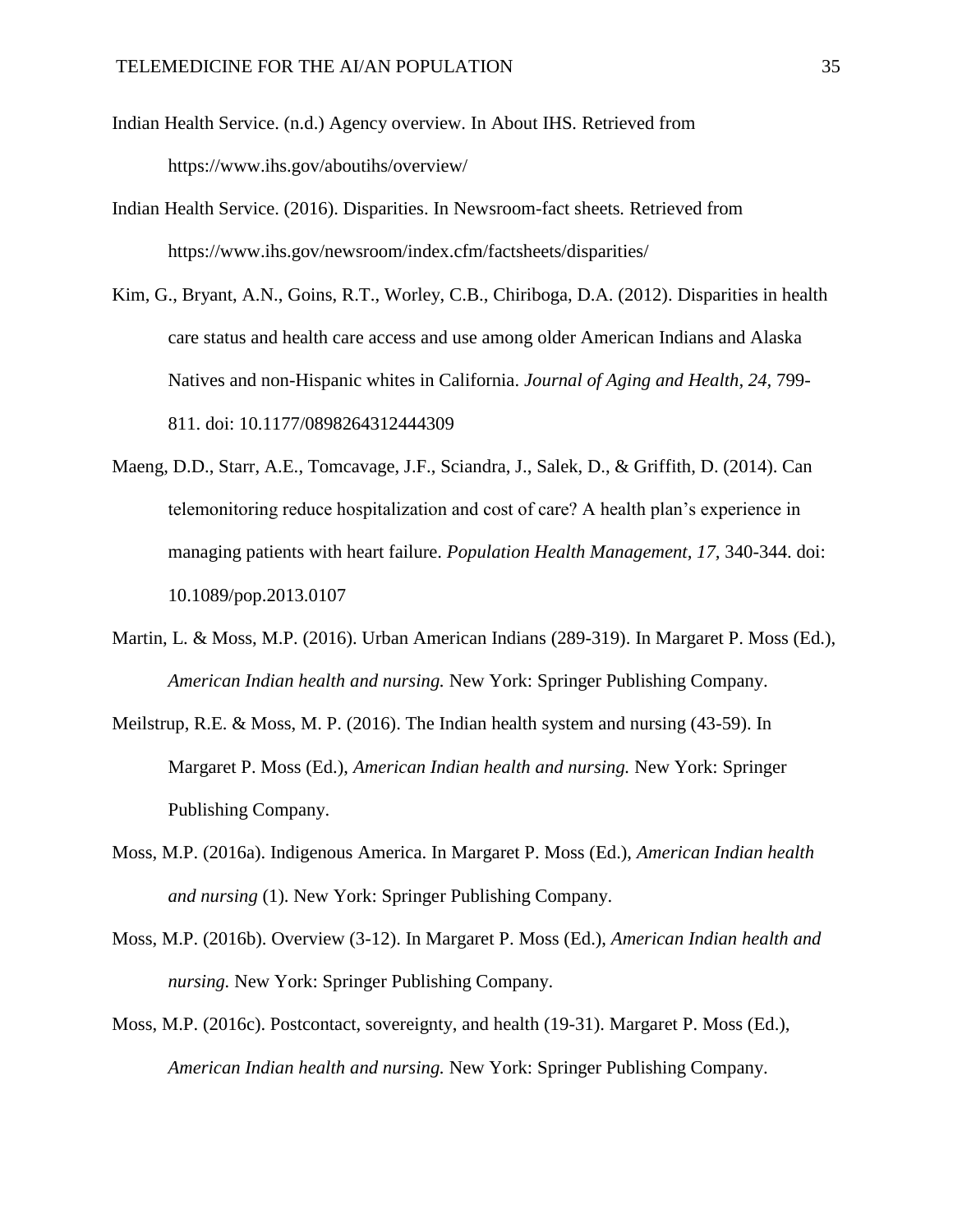Indian Health Service. (n.d.) Agency overview. In About IHS. Retrieved from https://www.ihs.gov/aboutihs/overview/

Indian Health Service. (2016). Disparities. In Newsroom-fact sheets. Retrieved from https://www.ihs.gov/newsroom/index.cfm/factsheets/disparities/

Kim, G., Bryant, A.N., Goins, R.T., Worley, C.B., Chiriboga, D.A. (2012). Disparities in health care status and health care access and use among older American Indians and Alaska Natives and non-Hispanic whites in California. *Journal of Aging and Health, 24,* 799-811. doi: 10.1177/0898264312444309

Maeng, D.D., Starr, A.E., Tomcavage, J.F., Sciandra, J., Salek, D., & Griffith, D. (2014). Can telemonitoring reduce hospitalization and cost of care? A health plan's experience in managing patients with heart failure. *Population Health Management, 17,* 340-344. doi: 10.1089/pop.2013.0107

Martin, L. & Moss, M.P. (2016). Urban American Indians (289-319). In Margaret P. Moss (Ed.), *American Indian health and nursing.* New York: Springer Publishing Company.

Meilstrup, R.E. & Moss, M. P. (2016). The Indian health system and nursing (43-59). In Margaret P. Moss (Ed.), *American Indian health and nursing.* New York: Springer Publishing Company.

Moss, M.P. (2016a). Indigenous America. In Margaret P. Moss (Ed.), *American Indian health and nursing* (1). New York: Springer Publishing Company.

Moss, M.P. (2016b). Overview (3-12). In Margaret P. Moss (Ed.), *American Indian health and nursing.* New York: Springer Publishing Company.

Moss, M.P. (2016c). Postcontact, sovereignty, and health (19-31). Margaret P. Moss (Ed.), *American Indian health and nursing.* New York: Springer Publishing Company.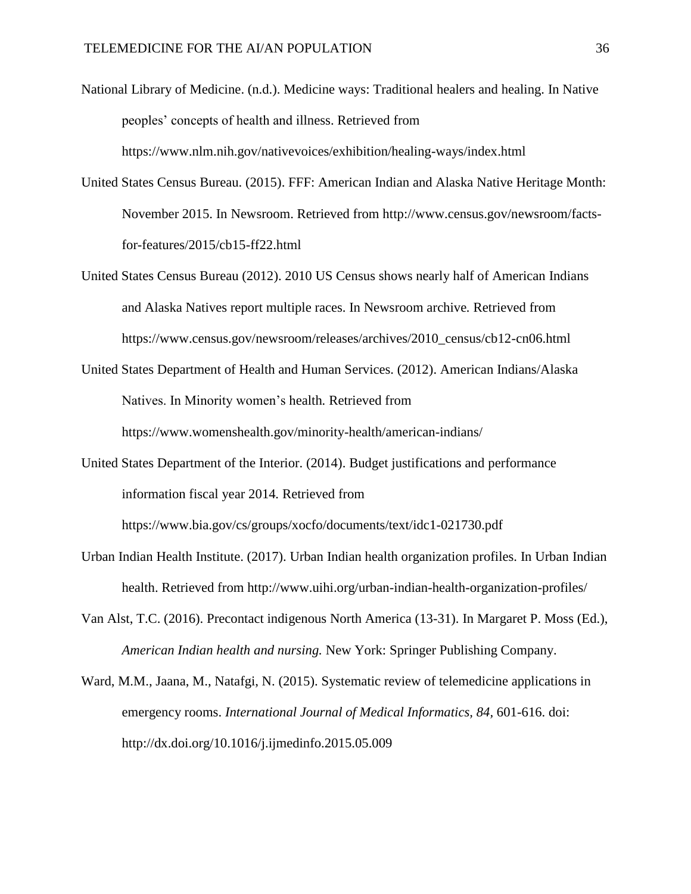National Library of Medicine. (n.d.). Medicine ways: Traditional healers and healing. In Native peoples' concepts of health and illness. Retrieved from https://www.nlm.nih.gov/nativevoices/exhibition/healing-ways/index.html

United States Census Bureau. (2015). FFF: American Indian and Alaska Native Heritage Month: November 2015. In Newsroom. Retrieved from http://www.census.gov/newsroom/facts-for-features/2015/cb15-ff22.html

United States Census Bureau (2012). 2010 US Census shows nearly half of American Indians and Alaska Natives report multiple races. In Newsroom archive. Retrieved from https://www.census.gov/newsroom/releases/archives/2010_census/cb12-cn06.html

United States Department of Health and Human Services. (2012). American Indians/Alaska Natives. In Minority women's health. Retrieved from https://www.womenshealth.gov/minority-health/american-indians/

United States Department of the Interior. (2014). Budget justifications and performance information fiscal year 2014. Retrieved from https://www.bia.gov/cs/groups/xocfo/documents/text/idc1-021730.pdf

Urban Indian Health Institute. (2017). Urban Indian health organization profiles. In Urban Indian health. Retrieved from http://www.uihi.org/urban-indian-health-organization-profiles/

Van Alst, T.C. (2016). Precontact indigenous North America (13-31). In Margaret P. Moss (Ed.), *American Indian health and nursing.* New York: Springer Publishing Company.

Ward, M.M., Jaana, M., Natafgi, N. (2015). Systematic review of telemedicine applications in emergency rooms. *International Journal of Medical Informatics, 84*, 601-616. doi: http://dx.doi.org/10.1016/j.ijmedinfo.2015.05.009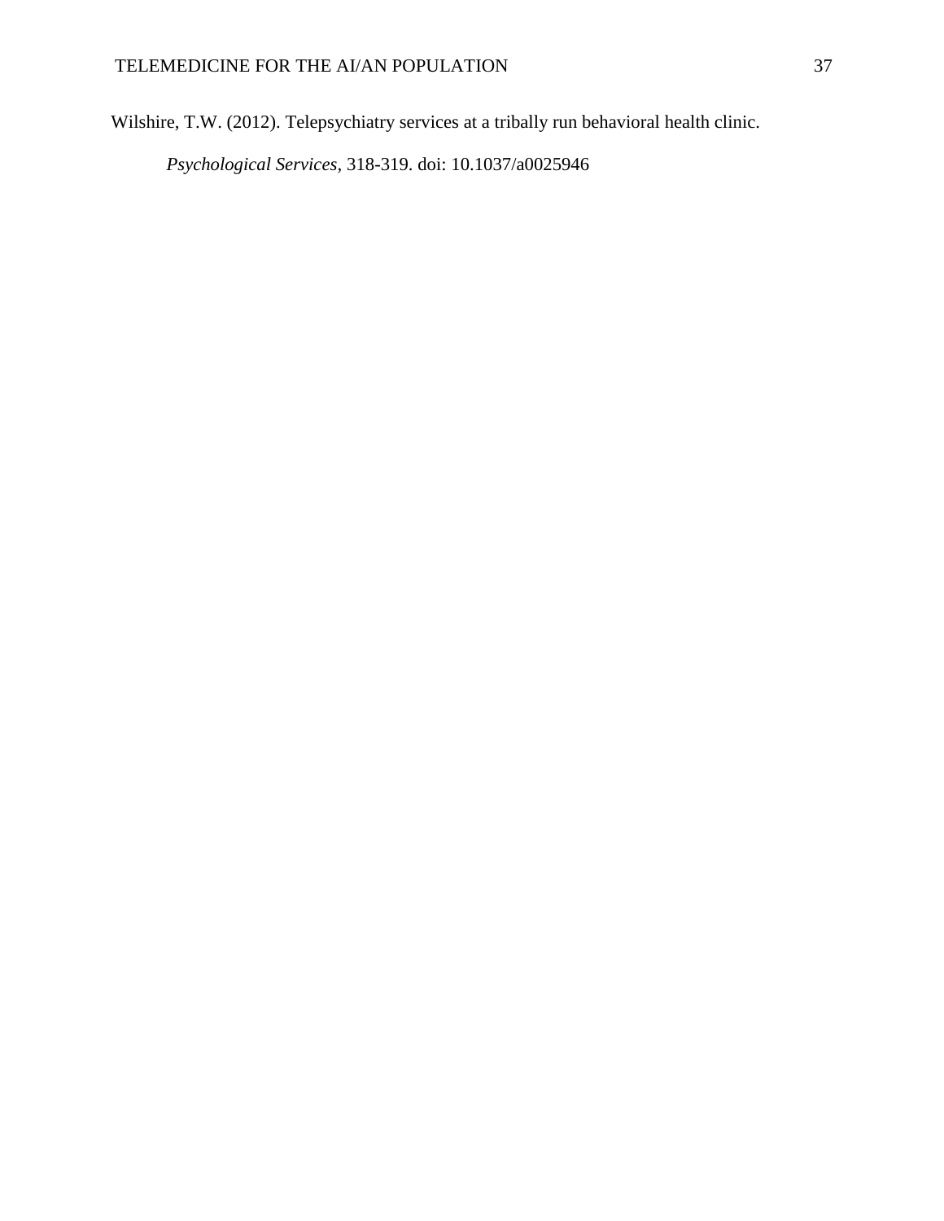Wilshire, T.W. (2012). Telepsychiatry services at a tribally run behavioral health clinic. *Psychological Services*, 318-319. doi: 10.1037/a0025946